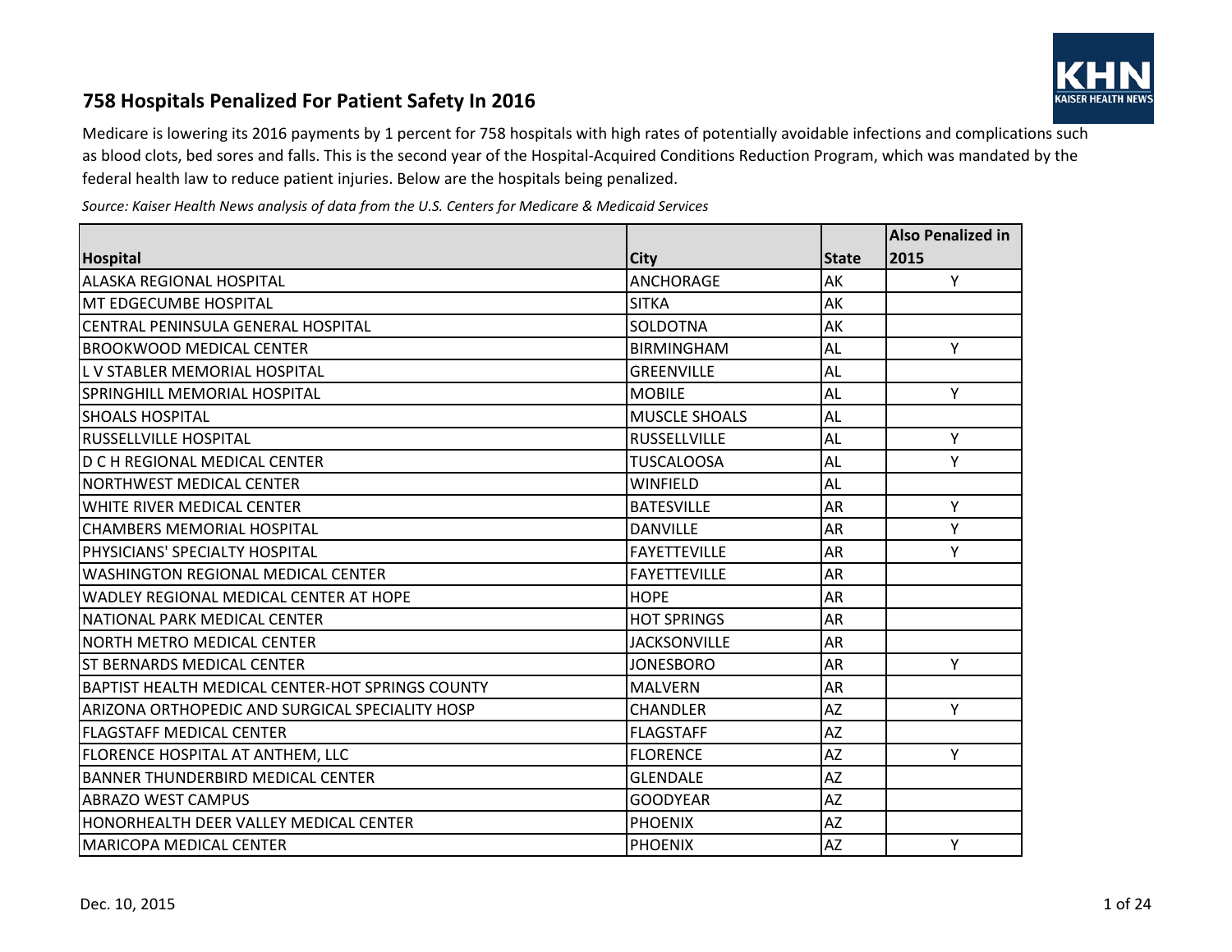# 758 Hospitals Penalized For Patient Safety In 2016

Medicare is lowering its 2016 payments by 1 percent for 758 hospitals with high rates of potentially avoidable infections and complications such as blood clots, bed sores and falls. This is the second year of the Hospital-Acquired Conditions Reduction Program, which was mandated by the federal health law to reduce patient injuries. Below are the hospitals being penalized.

*Source: Kaiser Health News analysis of data from the U.S. Centers for Medicare & Medicaid Services*

| Hospital | City | State | Also Penalized in 2015 |
|---|---|---|---|
| ALASKA REGIONAL HOSPITAL | ANCHORAGE | AK | Y |
| MT EDGECUMBE HOSPITAL | SITKA | AK | |
| CENTRAL PENINSULA GENERAL HOSPITAL | SOLDOTNA | AK | |
| BROOKWOOD MEDICAL CENTER | BIRMINGHAM | AL | Y |
| L V STABLER MEMORIAL HOSPITAL | GREENVILLE | AL | |
| SPRINGHILL MEMORIAL HOSPITAL | MOBILE | AL | Y |
| SHOALS HOSPITAL | MUSCLE SHOALS | AL | |
| RUSSELLVILLE HOSPITAL | RUSSELLVILLE | AL | Y |
| D C H REGIONAL MEDICAL CENTER | TUSCALOOSA | AL | Y |
| NORTHWEST MEDICAL CENTER | WINFIELD | AL | |
| WHITE RIVER MEDICAL CENTER | BATESVILLE | AR | Y |
| CHAMBERS MEMORIAL HOSPITAL | DANVILLE | AR | Y |
| PHYSICIANS' SPECIALTY HOSPITAL | FAYETTEVILLE | AR | Y |
| WASHINGTON REGIONAL MEDICAL CENTER | FAYETTEVILLE | AR | |
| WADLEY REGIONAL MEDICAL CENTER AT HOPE | HOPE | AR | |
| NATIONAL PARK MEDICAL CENTER | HOT SPRINGS | AR | |
| NORTH METRO MEDICAL CENTER | JACKSONVILLE | AR | |
| ST BERNARDS MEDICAL CENTER | JONESBORO | AR | Y |
| BAPTIST HEALTH MEDICAL CENTER-HOT SPRINGS COUNTY | MALVERN | AR | |
| ARIZONA ORTHOPEDIC AND SURGICAL SPECIALITY HOSP | CHANDLER | AZ | Y |
| FLAGSTAFF MEDICAL CENTER | FLAGSTAFF | AZ | |
| FLORENCE HOSPITAL AT ANTHEM, LLC | FLORENCE | AZ | Y |
| BANNER THUNDERBIRD MEDICAL CENTER | GLENDALE | AZ | |
| ABRAZO WEST CAMPUS | GOODYEAR | AZ | |
| HONORHEALTH DEER VALLEY MEDICAL CENTER | PHOENIX | AZ | |
| MARICOPA MEDICAL CENTER | PHOENIX | AZ | Y |

Dec. 10, 2015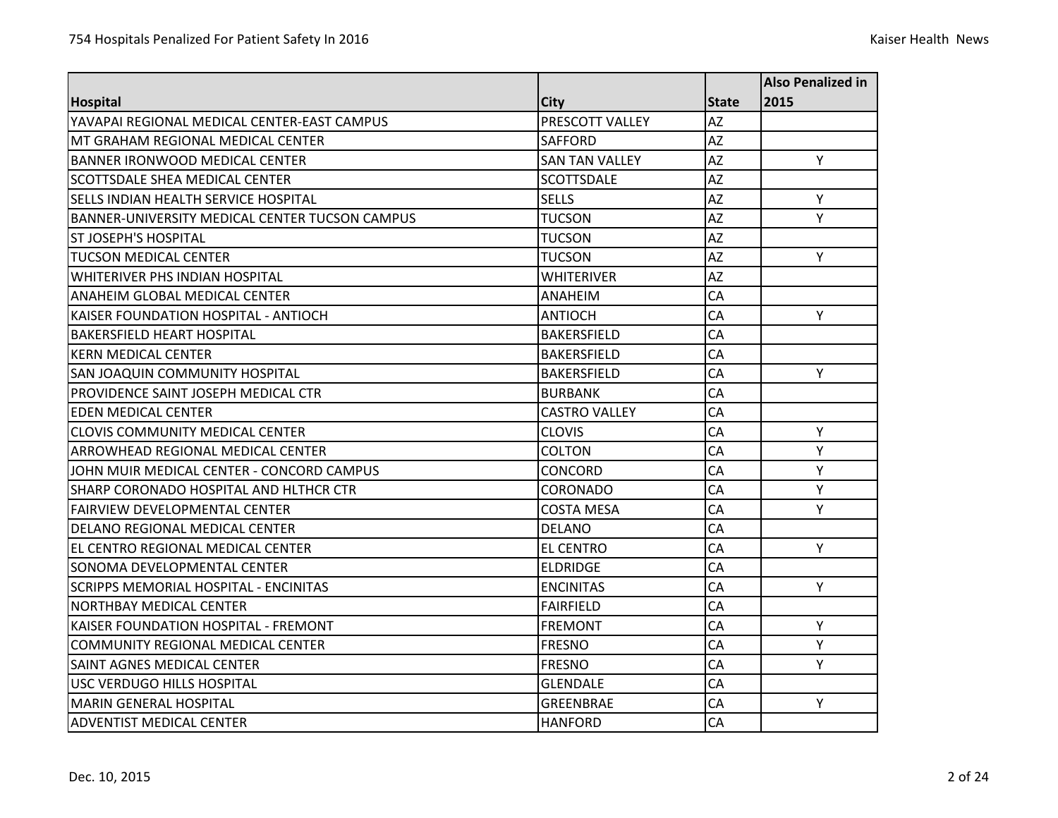| Hospital | City | State | Also Penalized in 2015 |
|---|---|---|---|
| YAVAPAI REGIONAL MEDICAL CENTER-EAST CAMPUS | PRESCOTT VALLEY | AZ | |
| MT GRAHAM REGIONAL MEDICAL CENTER | SAFFORD | AZ | |
| BANNER IRONWOOD MEDICAL CENTER | SAN TAN VALLEY | AZ | Y |
| SCOTTSDALE SHEA MEDICAL CENTER | SCOTTSDALE | AZ | |
| SELLS INDIAN HEALTH SERVICE HOSPITAL | SELLS | AZ | Y |
| BANNER-UNIVERSITY MEDICAL CENTER TUCSON CAMPUS | TUCSON | AZ | Y |
| ST JOSEPH'S HOSPITAL | TUCSON | AZ | |
| TUCSON MEDICAL CENTER | TUCSON | AZ | Y |
| WHITERIVER PHS INDIAN HOSPITAL | WHITERIVER | AZ | |
| ANAHEIM GLOBAL MEDICAL CENTER | ANAHEIM | CA | |
| KAISER FOUNDATION HOSPITAL - ANTIOCH | ANTIOCH | CA | Y |
| BAKERSFIELD HEART HOSPITAL | BAKERSFIELD | CA | |
| KERN MEDICAL CENTER | BAKERSFIELD | CA | |
| SAN JOAQUIN COMMUNITY HOSPITAL | BAKERSFIELD | CA | Y |
| PROVIDENCE SAINT JOSEPH MEDICAL CTR | BURBANK | CA | |
| EDEN MEDICAL CENTER | CASTRO VALLEY | CA | |
| CLOVIS COMMUNITY MEDICAL CENTER | CLOVIS | CA | Y |
| ARROWHEAD REGIONAL MEDICAL CENTER | COLTON | CA | Y |
| JOHN MUIR MEDICAL CENTER - CONCORD CAMPUS | CONCORD | CA | Y |
| SHARP CORONADO HOSPITAL AND HLTHCR CTR | CORONADO | CA | Y |
| FAIRVIEW DEVELOPMENTAL CENTER | COSTA MESA | CA | Y |
| DELANO REGIONAL MEDICAL CENTER | DELANO | CA | |
| EL CENTRO REGIONAL MEDICAL CENTER | EL CENTRO | CA | Y |
| SONOMA DEVELOPMENTAL CENTER | ELDRIDGE | CA | |
| SCRIPPS MEMORIAL HOSPITAL - ENCINITAS | ENCINITAS | CA | Y |
| NORTHBAY MEDICAL CENTER | FAIRFIELD | CA | |
| KAISER FOUNDATION HOSPITAL - FREMONT | FREMONT | CA | Y |
| COMMUNITY REGIONAL MEDICAL CENTER | FRESNO | CA | Y |
| SAINT AGNES MEDICAL CENTER | FRESNO | CA | Y |
| USC VERDUGO HILLS HOSPITAL | GLENDALE | CA | |
| MARIN GENERAL HOSPITAL | GREENBRAE | CA | Y |
| ADVENTIST MEDICAL CENTER | HANFORD | CA | |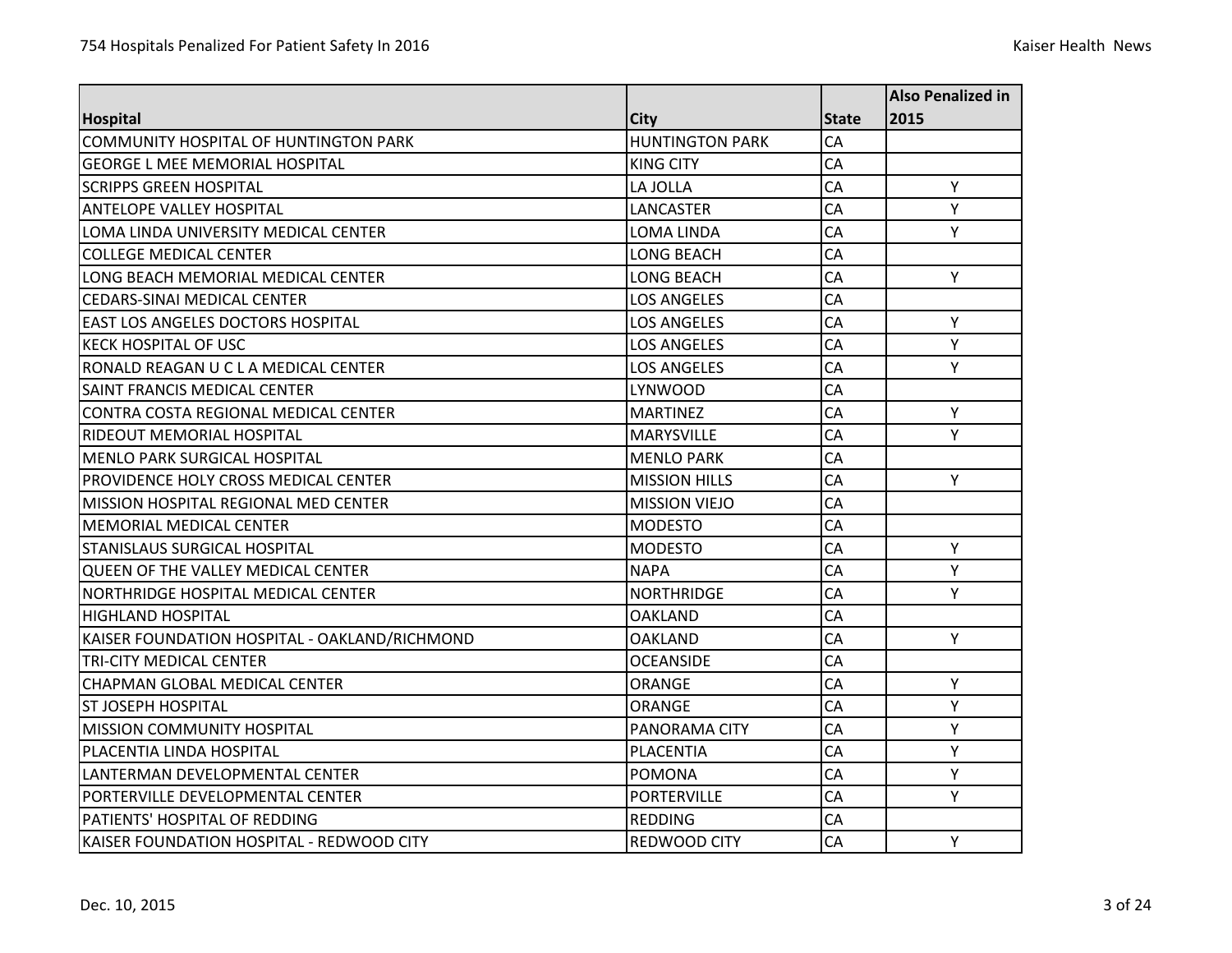| Hospital | City | State | Also Penalized in 2015 |
|---|---|---|---|
| COMMUNITY HOSPITAL OF HUNTINGTON PARK | HUNTINGTON PARK | CA | |
| GEORGE L MEE MEMORIAL HOSPITAL | KING CITY | CA | |
| SCRIPPS GREEN HOSPITAL | LA JOLLA | CA | Y |
| ANTELOPE VALLEY HOSPITAL | LANCASTER | CA | Y |
| LOMA LINDA UNIVERSITY MEDICAL CENTER | LOMA LINDA | CA | Y |
| COLLEGE MEDICAL CENTER | LONG BEACH | CA | |
| LONG BEACH MEMORIAL MEDICAL CENTER | LONG BEACH | CA | Y |
| CEDARS-SINAI MEDICAL CENTER | LOS ANGELES | CA | |
| EAST LOS ANGELES DOCTORS HOSPITAL | LOS ANGELES | CA | Y |
| KECK HOSPITAL OF USC | LOS ANGELES | CA | Y |
| RONALD REAGAN U C L A MEDICAL CENTER | LOS ANGELES | CA | Y |
| SAINT FRANCIS MEDICAL CENTER | LYNWOOD | CA | |
| CONTRA COSTA REGIONAL MEDICAL CENTER | MARTINEZ | CA | Y |
| RIDEOUT MEMORIAL HOSPITAL | MARYSVILLE | CA | Y |
| MENLO PARK SURGICAL HOSPITAL | MENLO PARK | CA | |
| PROVIDENCE HOLY CROSS MEDICAL CENTER | MISSION HILLS | CA | Y |
| MISSION HOSPITAL REGIONAL MED CENTER | MISSION VIEJO | CA | |
| MEMORIAL MEDICAL CENTER | MODESTO | CA | |
| STANISLAUS SURGICAL HOSPITAL | MODESTO | CA | Y |
| QUEEN OF THE VALLEY MEDICAL CENTER | NAPA | CA | Y |
| NORTHRIDGE HOSPITAL MEDICAL CENTER | NORTHRIDGE | CA | Y |
| HIGHLAND HOSPITAL | OAKLAND | CA | |
| KAISER FOUNDATION HOSPITAL - OAKLAND/RICHMOND | OAKLAND | CA | Y |
| TRI-CITY MEDICAL CENTER | OCEANSIDE | CA | |
| CHAPMAN GLOBAL MEDICAL CENTER | ORANGE | CA | Y |
| ST JOSEPH HOSPITAL | ORANGE | CA | Y |
| MISSION COMMUNITY HOSPITAL | PANORAMA CITY | CA | Y |
| PLACENTIA LINDA HOSPITAL | PLACENTIA | CA | Y |
| LANTERMAN DEVELOPMENTAL CENTER | POMONA | CA | Y |
| PORTERVILLE DEVELOPMENTAL CENTER | PORTERVILLE | CA | Y |
| PATIENTS' HOSPITAL OF REDDING | REDDING | CA | |
| KAISER FOUNDATION HOSPITAL - REDWOOD CITY | REDWOOD CITY | CA | Y |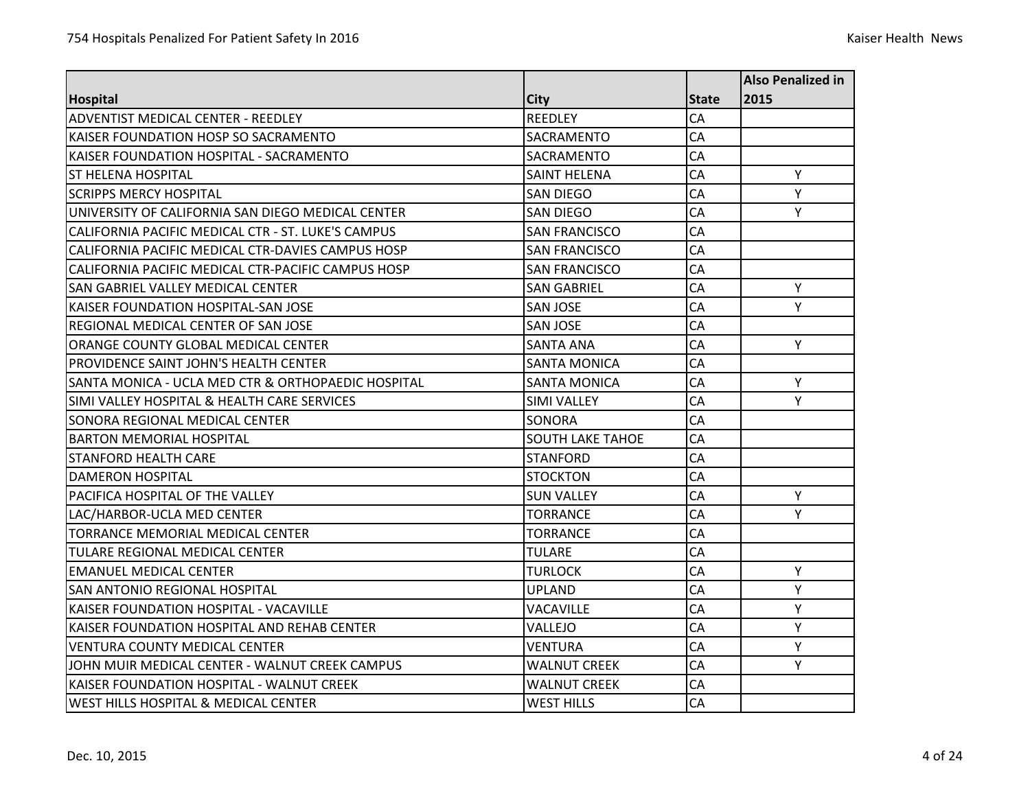| Hospital | City | State | Also Penalized in 2015 |
|---|---|---|---|
| ADVENTIST MEDICAL CENTER - REEDLEY | REEDLEY | CA | |
| KAISER FOUNDATION HOSP SO SACRAMENTO | SACRAMENTO | CA | |
| KAISER FOUNDATION HOSPITAL - SACRAMENTO | SACRAMENTO | CA | |
| ST HELENA HOSPITAL | SAINT HELENA | CA | Y |
| SCRIPPS MERCY HOSPITAL | SAN DIEGO | CA | Y |
| UNIVERSITY OF CALIFORNIA SAN DIEGO MEDICAL CENTER | SAN DIEGO | CA | Y |
| CALIFORNIA PACIFIC MEDICAL CTR - ST. LUKE'S CAMPUS | SAN FRANCISCO | CA | |
| CALIFORNIA PACIFIC MEDICAL CTR-DAVIES CAMPUS HOSP | SAN FRANCISCO | CA | |
| CALIFORNIA PACIFIC MEDICAL CTR-PACIFIC CAMPUS HOSP | SAN FRANCISCO | CA | |
| SAN GABRIEL VALLEY MEDICAL CENTER | SAN GABRIEL | CA | Y |
| KAISER FOUNDATION HOSPITAL-SAN JOSE | SAN JOSE | CA | Y |
| REGIONAL MEDICAL CENTER OF SAN JOSE | SAN JOSE | CA | |
| ORANGE COUNTY GLOBAL MEDICAL CENTER | SANTA ANA | CA | Y |
| PROVIDENCE SAINT JOHN'S HEALTH CENTER | SANTA MONICA | CA | |
| SANTA MONICA - UCLA MED CTR & ORTHOPAEDIC HOSPITAL | SANTA MONICA | CA | Y |
| SIMI VALLEY HOSPITAL & HEALTH CARE SERVICES | SIMI VALLEY | CA | Y |
| SONORA REGIONAL MEDICAL CENTER | SONORA | CA | |
| BARTON MEMORIAL HOSPITAL | SOUTH LAKE TAHOE | CA | |
| STANFORD HEALTH CARE | STANFORD | CA | |
| DAMERON HOSPITAL | STOCKTON | CA | |
| PACIFICA HOSPITAL OF THE VALLEY | SUN VALLEY | CA | Y |
| LAC/HARBOR-UCLA MED CENTER | TORRANCE | CA | Y |
| TORRANCE MEMORIAL MEDICAL CENTER | TORRANCE | CA | |
| TULARE REGIONAL MEDICAL CENTER | TULARE | CA | |
| EMANUEL MEDICAL CENTER | TURLOCK | CA | Y |
| SAN ANTONIO REGIONAL HOSPITAL | UPLAND | CA | Y |
| KAISER FOUNDATION HOSPITAL - VACAVILLE | VACAVILLE | CA | Y |
| KAISER FOUNDATION HOSPITAL AND REHAB CENTER | VALLEJO | CA | Y |
| VENTURA COUNTY MEDICAL CENTER | VENTURA | CA | Y |
| JOHN MUIR MEDICAL CENTER - WALNUT CREEK CAMPUS | WALNUT CREEK | CA | Y |
| KAISER FOUNDATION HOSPITAL - WALNUT CREEK | WALNUT CREEK | CA | |
| WEST HILLS HOSPITAL & MEDICAL CENTER | WEST HILLS | CA | |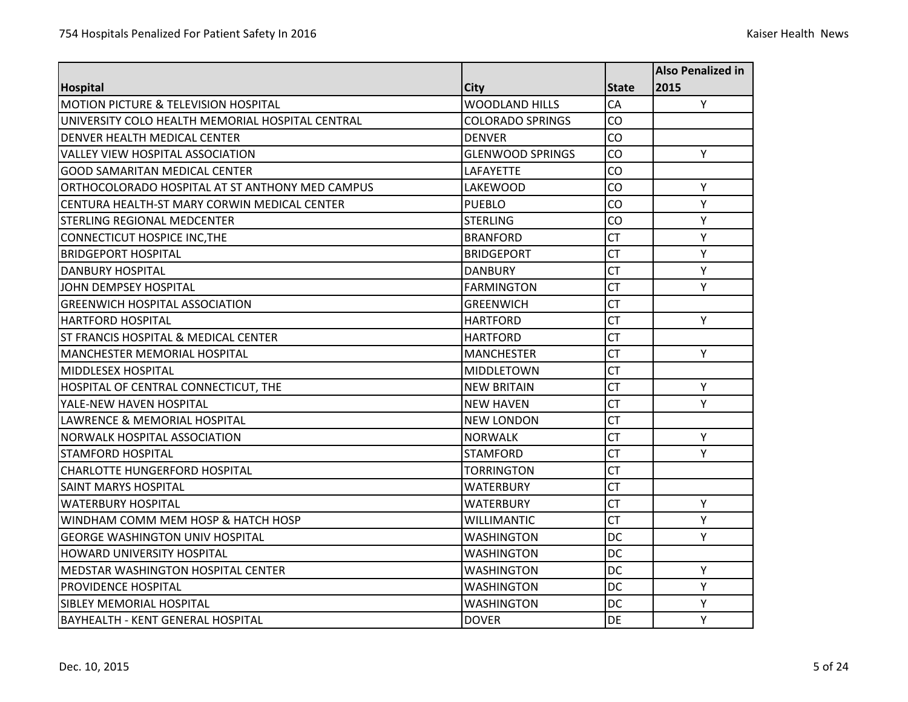| Hospital | City | State | Also Penalized in 2015 |
|---|---|---|---|
| MOTION PICTURE & TELEVISION HOSPITAL | WOODLAND HILLS | CA | Y |
| UNIVERSITY COLO HEALTH MEMORIAL HOSPITAL CENTRAL | COLORADO SPRINGS | CO | |
| DENVER HEALTH MEDICAL CENTER | DENVER | CO | |
| VALLEY VIEW HOSPITAL ASSOCIATION | GLENWOOD SPRINGS | CO | Y |
| GOOD SAMARITAN MEDICAL CENTER | LAFAYETTE | CO | |
| ORTHOCOLORADO HOSPITAL AT ST ANTHONY MED CAMPUS | LAKEWOOD | CO | Y |
| CENTURA HEALTH-ST MARY CORWIN MEDICAL CENTER | PUEBLO | CO | Y |
| STERLING REGIONAL MEDCENTER | STERLING | CO | Y |
| CONNECTICUT HOSPICE INC,THE | BRANFORD | CT | Y |
| BRIDGEPORT HOSPITAL | BRIDGEPORT | CT | Y |
| DANBURY HOSPITAL | DANBURY | CT | Y |
| JOHN DEMPSEY HOSPITAL | FARMINGTON | CT | Y |
| GREENWICH HOSPITAL ASSOCIATION | GREENWICH | CT | |
| HARTFORD HOSPITAL | HARTFORD | CT | Y |
| ST FRANCIS HOSPITAL & MEDICAL CENTER | HARTFORD | CT | |
| MANCHESTER MEMORIAL HOSPITAL | MANCHESTER | CT | Y |
| MIDDLESEX HOSPITAL | MIDDLETOWN | CT | |
| HOSPITAL OF CENTRAL CONNECTICUT, THE | NEW BRITAIN | CT | Y |
| YALE-NEW HAVEN HOSPITAL | NEW HAVEN | CT | Y |
| LAWRENCE & MEMORIAL HOSPITAL | NEW LONDON | CT | |
| NORWALK HOSPITAL ASSOCIATION | NORWALK | CT | Y |
| STAMFORD HOSPITAL | STAMFORD | CT | Y |
| CHARLOTTE HUNGERFORD HOSPITAL | TORRINGTON | CT | |
| SAINT MARYS HOSPITAL | WATERBURY | CT | |
| WATERBURY HOSPITAL | WATERBURY | CT | Y |
| WINDHAM COMM MEM HOSP & HATCH HOSP | WILLIMANTIC | CT | Y |
| GEORGE WASHINGTON UNIV HOSPITAL | WASHINGTON | DC | Y |
| HOWARD UNIVERSITY HOSPITAL | WASHINGTON | DC | |
| MEDSTAR WASHINGTON HOSPITAL CENTER | WASHINGTON | DC | Y |
| PROVIDENCE HOSPITAL | WASHINGTON | DC | Y |
| SIBLEY MEMORIAL HOSPITAL | WASHINGTON | DC | Y |
| BAYHEALTH - KENT GENERAL HOSPITAL | DOVER | DE | Y |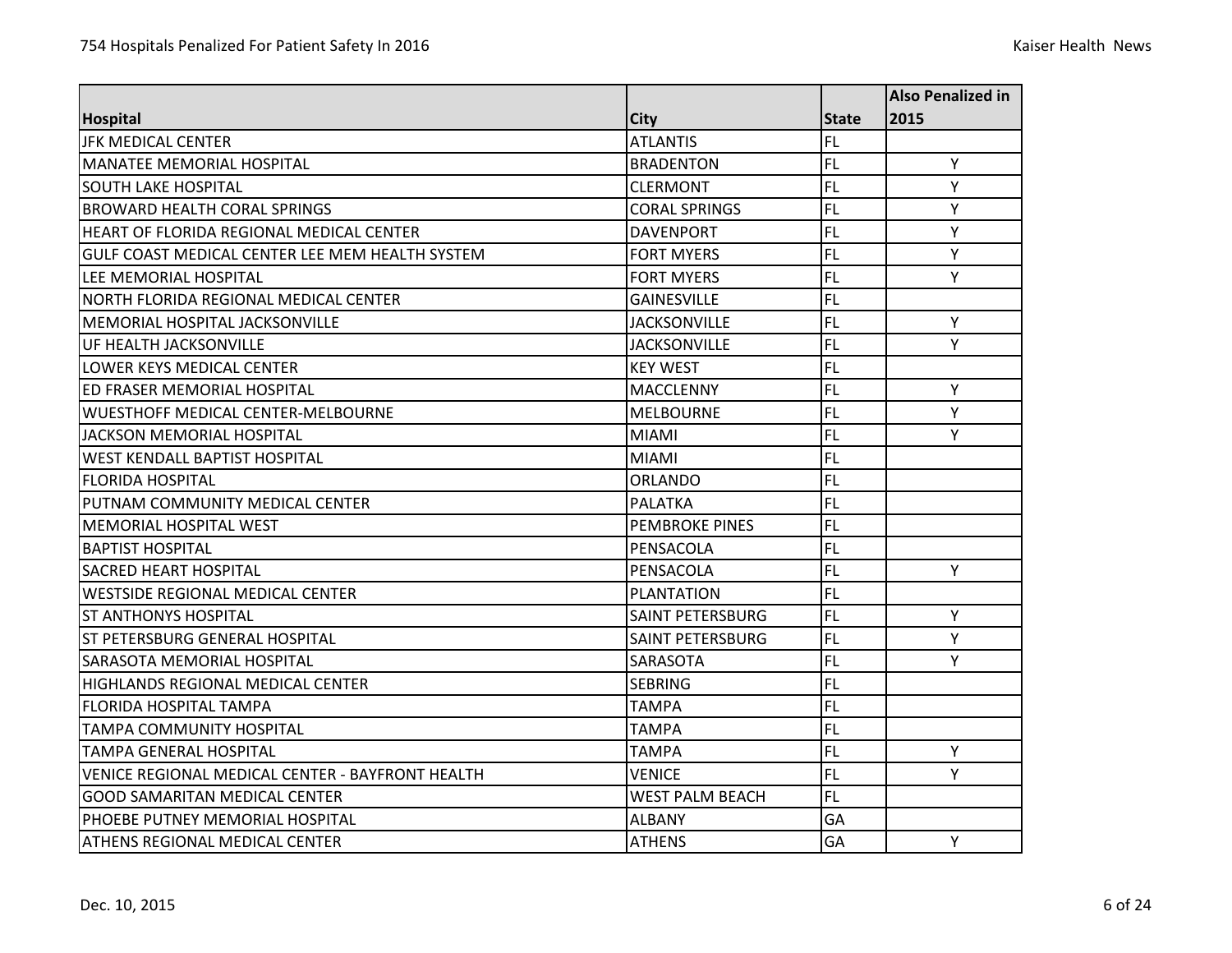| Hospital | City | State | Also Penalized in 2015 |
|---|---|---|---|
| JFK MEDICAL CENTER | ATLANTIS | FL | |
| MANATEE MEMORIAL HOSPITAL | BRADENTON | FL | Y |
| SOUTH LAKE HOSPITAL | CLERMONT | FL | Y |
| BROWARD HEALTH CORAL SPRINGS | CORAL SPRINGS | FL | Y |
| HEART OF FLORIDA REGIONAL MEDICAL CENTER | DAVENPORT | FL | Y |
| GULF COAST MEDICAL CENTER LEE MEM HEALTH SYSTEM | FORT MYERS | FL | Y |
| LEE MEMORIAL HOSPITAL | FORT MYERS | FL | Y |
| NORTH FLORIDA REGIONAL MEDICAL CENTER | GAINESVILLE | FL | |
| MEMORIAL HOSPITAL JACKSONVILLE | JACKSONVILLE | FL | Y |
| UF HEALTH JACKSONVILLE | JACKSONVILLE | FL | Y |
| LOWER KEYS MEDICAL CENTER | KEY WEST | FL | |
| ED FRASER MEMORIAL HOSPITAL | MACCLENNY | FL | Y |
| WUESTHOFF MEDICAL CENTER-MELBOURNE | MELBOURNE | FL | Y |
| JACKSON MEMORIAL HOSPITAL | MIAMI | FL | Y |
| WEST KENDALL BAPTIST HOSPITAL | MIAMI | FL | |
| FLORIDA HOSPITAL | ORLANDO | FL | |
| PUTNAM COMMUNITY MEDICAL CENTER | PALATKA | FL | |
| MEMORIAL HOSPITAL WEST | PEMBROKE PINES | FL | |
| BAPTIST HOSPITAL | PENSACOLA | FL | |
| SACRED HEART HOSPITAL | PENSACOLA | FL | Y |
| WESTSIDE REGIONAL MEDICAL CENTER | PLANTATION | FL | |
| ST ANTHONYS HOSPITAL | SAINT PETERSBURG | FL | Y |
| ST PETERSBURG GENERAL HOSPITAL | SAINT PETERSBURG | FL | Y |
| SARASOTA MEMORIAL HOSPITAL | SARASOTA | FL | Y |
| HIGHLANDS REGIONAL MEDICAL CENTER | SEBRING | FL | |
| FLORIDA HOSPITAL TAMPA | TAMPA | FL | |
| TAMPA COMMUNITY HOSPITAL | TAMPA | FL | |
| TAMPA GENERAL HOSPITAL | TAMPA | FL | Y |
| VENICE REGIONAL MEDICAL CENTER - BAYFRONT HEALTH | VENICE | FL | Y |
| GOOD SAMARITAN MEDICAL CENTER | WEST PALM BEACH | FL | |
| PHOEBE PUTNEY MEMORIAL HOSPITAL | ALBANY | GA | |
| ATHENS REGIONAL MEDICAL CENTER | ATHENS | GA | Y |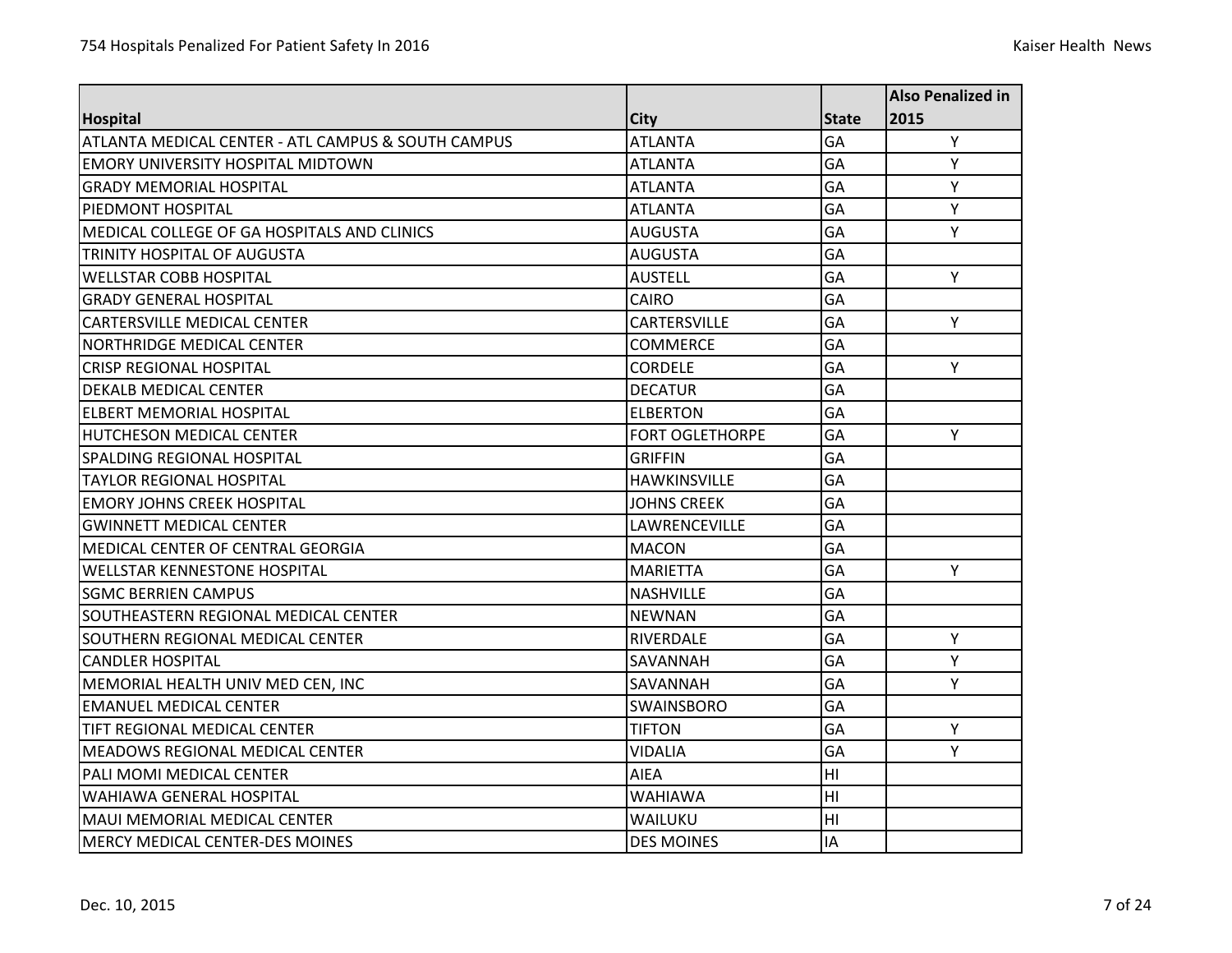| Hospital | City | State | Also Penalized in 2015 |
|---|---|---|---|
| ATLANTA MEDICAL CENTER - ATL CAMPUS & SOUTH CAMPUS | ATLANTA | GA | Y |
| EMORY UNIVERSITY HOSPITAL MIDTOWN | ATLANTA | GA | Y |
| GRADY MEMORIAL HOSPITAL | ATLANTA | GA | Y |
| PIEDMONT HOSPITAL | ATLANTA | GA | Y |
| MEDICAL COLLEGE OF GA HOSPITALS AND CLINICS | AUGUSTA | GA | Y |
| TRINITY HOSPITAL OF AUGUSTA | AUGUSTA | GA | |
| WELLSTAR COBB HOSPITAL | AUSTELL | GA | Y |
| GRADY GENERAL HOSPITAL | CAIRO | GA | |
| CARTERSVILLE MEDICAL CENTER | CARTERSVILLE | GA | Y |
| NORTHRIDGE MEDICAL CENTER | COMMERCE | GA | |
| CRISP REGIONAL HOSPITAL | CORDELE | GA | Y |
| DEKALB MEDICAL CENTER | DECATUR | GA | |
| ELBERT MEMORIAL HOSPITAL | ELBERTON | GA | |
| HUTCHESON MEDICAL CENTER | FORT OGLETHORPE | GA | Y |
| SPALDING REGIONAL HOSPITAL | GRIFFIN | GA | |
| TAYLOR REGIONAL HOSPITAL | HAWKINSVILLE | GA | |
| EMORY JOHNS CREEK HOSPITAL | JOHNS CREEK | GA | |
| GWINNETT MEDICAL CENTER | LAWRENCEVILLE | GA | |
| MEDICAL CENTER OF CENTRAL GEORGIA | MACON | GA | |
| WELLSTAR KENNESTONE HOSPITAL | MARIETTA | GA | Y |
| SGMC BERRIEN CAMPUS | NASHVILLE | GA | |
| SOUTHEASTERN REGIONAL MEDICAL CENTER | NEWNAN | GA | |
| SOUTHERN REGIONAL MEDICAL CENTER | RIVERDALE | GA | Y |
| CANDLER HOSPITAL | SAVANNAH | GA | Y |
| MEMORIAL HEALTH UNIV MED CEN, INC | SAVANNAH | GA | Y |
| EMANUEL MEDICAL CENTER | SWAINSBORO | GA | |
| TIFT REGIONAL MEDICAL CENTER | TIFTON | GA | Y |
| MEADOWS REGIONAL MEDICAL CENTER | VIDALIA | GA | Y |
| PALI MOMI MEDICAL CENTER | AIEA | HI | |
| WAHIAWA GENERAL HOSPITAL | WAHIAWA | HI | |
| MAUI MEMORIAL MEDICAL CENTER | WAILUKU | HI | |
| MERCY MEDICAL CENTER-DES MOINES | DES MOINES | IA | |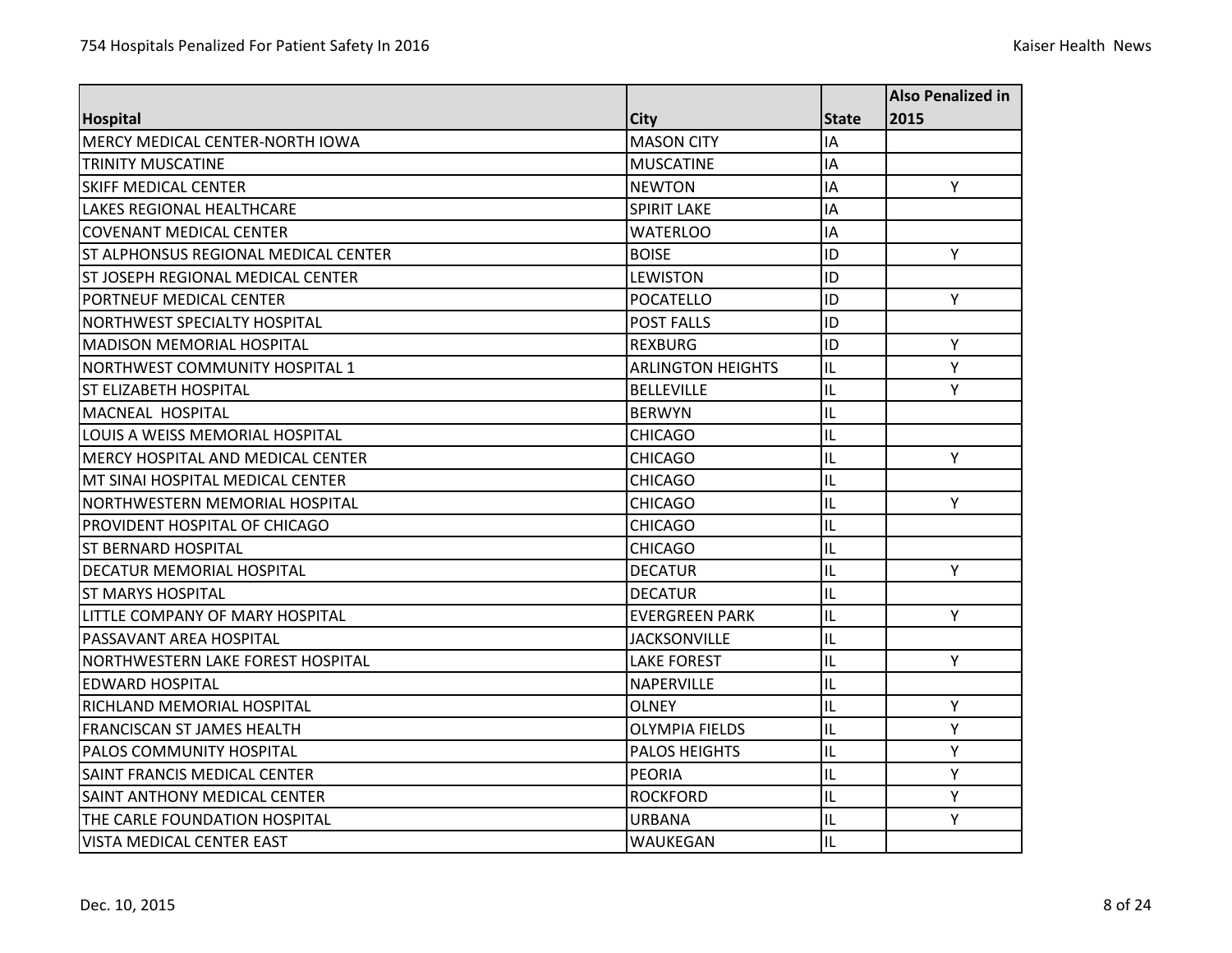| Hospital | City | State | Also Penalized in 2015 |
|---|---|---|---|
| MERCY MEDICAL CENTER-NORTH IOWA | MASON CITY | IA | |
| TRINITY MUSCATINE | MUSCATINE | IA | |
| SKIFF MEDICAL CENTER | NEWTON | IA | Y |
| LAKES REGIONAL HEALTHCARE | SPIRIT LAKE | IA | |
| COVENANT MEDICAL CENTER | WATERLOO | IA | |
| ST ALPHONSUS REGIONAL MEDICAL CENTER | BOISE | ID | Y |
| ST JOSEPH REGIONAL MEDICAL CENTER | LEWISTON | ID | |
| PORTNEUF MEDICAL CENTER | POCATELLO | ID | Y |
| NORTHWEST SPECIALTY HOSPITAL | POST FALLS | ID | |
| MADISON MEMORIAL HOSPITAL | REXBURG | ID | Y |
| NORTHWEST COMMUNITY HOSPITAL 1 | ARLINGTON HEIGHTS | IL | Y |
| ST ELIZABETH HOSPITAL | BELLEVILLE | IL | Y |
| MACNEAL HOSPITAL | BERWYN | IL | |
| LOUIS A WEISS MEMORIAL HOSPITAL | CHICAGO | IL | |
| MERCY HOSPITAL AND MEDICAL CENTER | CHICAGO | IL | Y |
| MT SINAI HOSPITAL MEDICAL CENTER | CHICAGO | IL | |
| NORTHWESTERN MEMORIAL HOSPITAL | CHICAGO | IL | Y |
| PROVIDENT HOSPITAL OF CHICAGO | CHICAGO | IL | |
| ST BERNARD HOSPITAL | CHICAGO | IL | |
| DECATUR MEMORIAL HOSPITAL | DECATUR | IL | Y |
| ST MARYS HOSPITAL | DECATUR | IL | |
| LITTLE COMPANY OF MARY HOSPITAL | EVERGREEN PARK | IL | Y |
| PASSAVANT AREA HOSPITAL | JACKSONVILLE | IL | |
| NORTHWESTERN LAKE FOREST HOSPITAL | LAKE FOREST | IL | Y |
| EDWARD HOSPITAL | NAPERVILLE | IL | |
| RICHLAND MEMORIAL HOSPITAL | OLNEY | IL | Y |
| FRANCISCAN ST JAMES HEALTH | OLYMPIA FIELDS | IL | Y |
| PALOS COMMUNITY HOSPITAL | PALOS HEIGHTS | IL | Y |
| SAINT FRANCIS MEDICAL CENTER | PEORIA | IL | Y |
| SAINT ANTHONY MEDICAL CENTER | ROCKFORD | IL | Y |
| THE CARLE FOUNDATION HOSPITAL | URBANA | IL | Y |
| VISTA MEDICAL CENTER EAST | WAUKEGAN | IL | |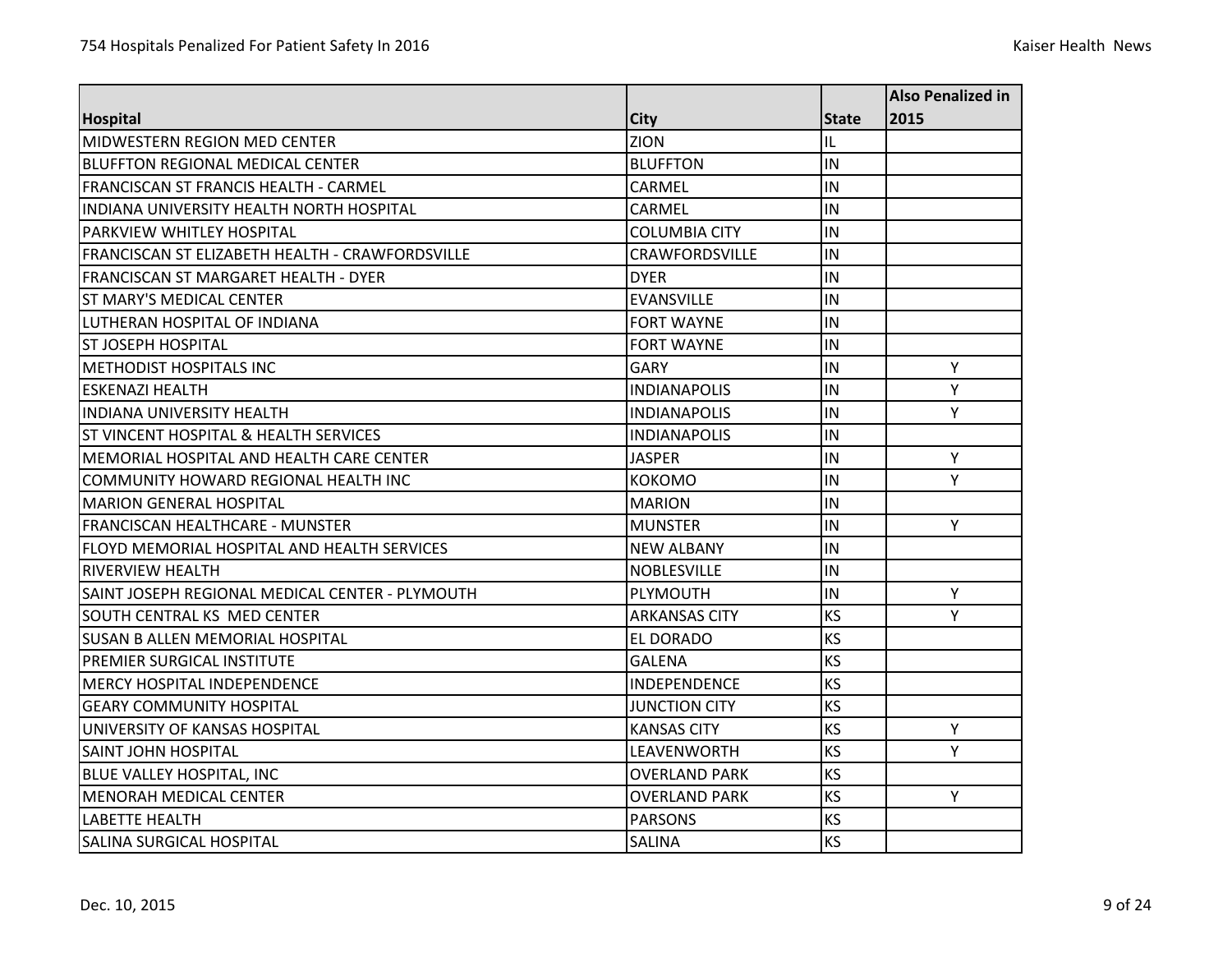| Hospital | City | State | Also Penalized in 2015 |
|---|---|---|---|
| MIDWESTERN REGION MED CENTER | ZION | IL | |
| BLUFFTON REGIONAL MEDICAL CENTER | BLUFFTON | IN | |
| FRANCISCAN ST FRANCIS HEALTH - CARMEL | CARMEL | IN | |
| INDIANA UNIVERSITY HEALTH NORTH HOSPITAL | CARMEL | IN | |
| PARKVIEW WHITLEY HOSPITAL | COLUMBIA CITY | IN | |
| FRANCISCAN ST ELIZABETH HEALTH - CRAWFORDSVILLE | CRAWFORDSVILLE | IN | |
| FRANCISCAN ST MARGARET HEALTH - DYER | DYER | IN | |
| ST MARY'S MEDICAL CENTER | EVANSVILLE | IN | |
| LUTHERAN HOSPITAL OF INDIANA | FORT WAYNE | IN | |
| ST JOSEPH HOSPITAL | FORT WAYNE | IN | |
| METHODIST HOSPITALS INC | GARY | IN | Y |
| ESKENAZI HEALTH | INDIANAPOLIS | IN | Y |
| INDIANA UNIVERSITY HEALTH | INDIANAPOLIS | IN | Y |
| ST VINCENT HOSPITAL & HEALTH SERVICES | INDIANAPOLIS | IN | |
| MEMORIAL HOSPITAL AND HEALTH CARE CENTER | JASPER | IN | Y |
| COMMUNITY HOWARD REGIONAL HEALTH INC | KOKOMO | IN | Y |
| MARION GENERAL HOSPITAL | MARION | IN | |
| FRANCISCAN HEALTHCARE - MUNSTER | MUNSTER | IN | Y |
| FLOYD MEMORIAL HOSPITAL AND HEALTH SERVICES | NEW ALBANY | IN | |
| RIVERVIEW HEALTH | NOBLESVILLE | IN | |
| SAINT JOSEPH REGIONAL MEDICAL CENTER - PLYMOUTH | PLYMOUTH | IN | Y |
| SOUTH CENTRAL KS MED CENTER | ARKANSAS CITY | KS | Y |
| SUSAN B ALLEN MEMORIAL HOSPITAL | EL DORADO | KS | |
| PREMIER SURGICAL INSTITUTE | GALENA | KS | |
| MERCY HOSPITAL INDEPENDENCE | INDEPENDENCE | KS | |
| GEARY COMMUNITY HOSPITAL | JUNCTION CITY | KS | |
| UNIVERSITY OF KANSAS HOSPITAL | KANSAS CITY | KS | Y |
| SAINT JOHN HOSPITAL | LEAVENWORTH | KS | Y |
| BLUE VALLEY HOSPITAL, INC | OVERLAND PARK | KS | |
| MENORAH MEDICAL CENTER | OVERLAND PARK | KS | Y |
| LABETTE HEALTH | PARSONS | KS | |
| SALINA SURGICAL HOSPITAL | SALINA | KS | |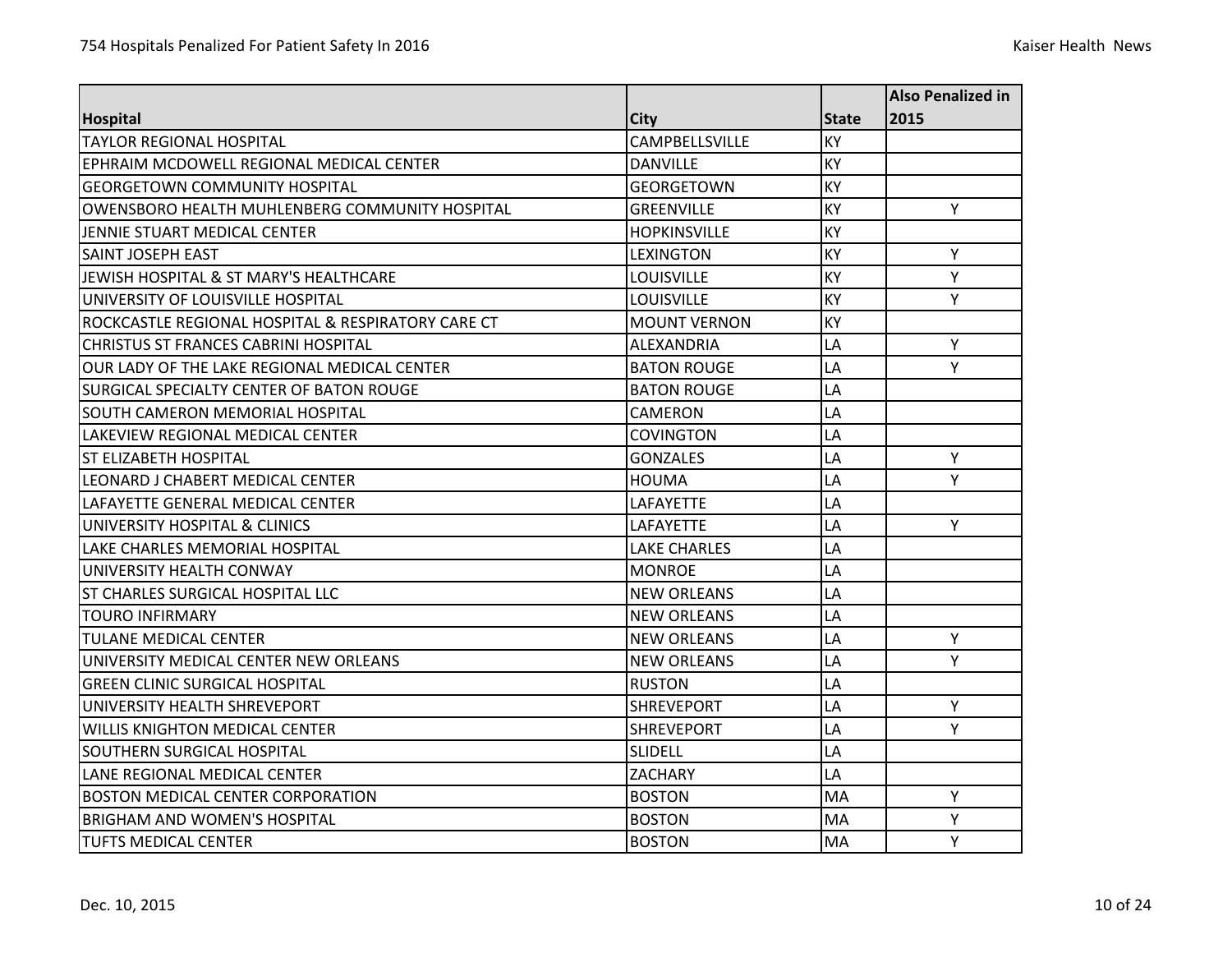| Hospital | City | State | Also Penalized in 2015 |
|---|---|---|---|
| TAYLOR REGIONAL HOSPITAL | CAMPBELLSVILLE | KY | |
| EPHRAIM MCDOWELL REGIONAL MEDICAL CENTER | DANVILLE | KY | |
| GEORGETOWN COMMUNITY HOSPITAL | GEORGETOWN | KY | |
| OWENSBORO HEALTH MUHLENBERG COMMUNITY HOSPITAL | GREENVILLE | KY | Y |
| JENNIE STUART MEDICAL CENTER | HOPKINSVILLE | KY | |
| SAINT JOSEPH EAST | LEXINGTON | KY | Y |
| JEWISH HOSPITAL & ST MARY'S HEALTHCARE | LOUISVILLE | KY | Y |
| UNIVERSITY OF LOUISVILLE HOSPITAL | LOUISVILLE | KY | Y |
| ROCKCASTLE REGIONAL HOSPITAL & RESPIRATORY CARE CT | MOUNT VERNON | KY | |
| CHRISTUS ST FRANCES CABRINI HOSPITAL | ALEXANDRIA | LA | Y |
| OUR LADY OF THE LAKE REGIONAL MEDICAL CENTER | BATON ROUGE | LA | Y |
| SURGICAL SPECIALTY CENTER OF BATON ROUGE | BATON ROUGE | LA | |
| SOUTH CAMERON MEMORIAL HOSPITAL | CAMERON | LA | |
| LAKEVIEW REGIONAL MEDICAL CENTER | COVINGTON | LA | |
| ST ELIZABETH HOSPITAL | GONZALES | LA | Y |
| LEONARD J CHABERT MEDICAL CENTER | HOUMA | LA | Y |
| LAFAYETTE GENERAL MEDICAL CENTER | LAFAYETTE | LA | |
| UNIVERSITY HOSPITAL & CLINICS | LAFAYETTE | LA | Y |
| LAKE CHARLES MEMORIAL HOSPITAL | LAKE CHARLES | LA | |
| UNIVERSITY HEALTH CONWAY | MONROE | LA | |
| ST CHARLES SURGICAL HOSPITAL LLC | NEW ORLEANS | LA | |
| TOURO INFIRMARY | NEW ORLEANS | LA | |
| TULANE MEDICAL CENTER | NEW ORLEANS | LA | Y |
| UNIVERSITY MEDICAL CENTER NEW ORLEANS | NEW ORLEANS | LA | Y |
| GREEN CLINIC SURGICAL HOSPITAL | RUSTON | LA | |
| UNIVERSITY HEALTH SHREVEPORT | SHREVEPORT | LA | Y |
| WILLIS KNIGHTON MEDICAL CENTER | SHREVEPORT | LA | Y |
| SOUTHERN SURGICAL HOSPITAL | SLIDELL | LA | |
| LANE REGIONAL MEDICAL CENTER | ZACHARY | LA | |
| BOSTON MEDICAL CENTER CORPORATION | BOSTON | MA | Y |
| BRIGHAM AND WOMEN'S HOSPITAL | BOSTON | MA | Y |
| TUFTS MEDICAL CENTER | BOSTON | MA | Y |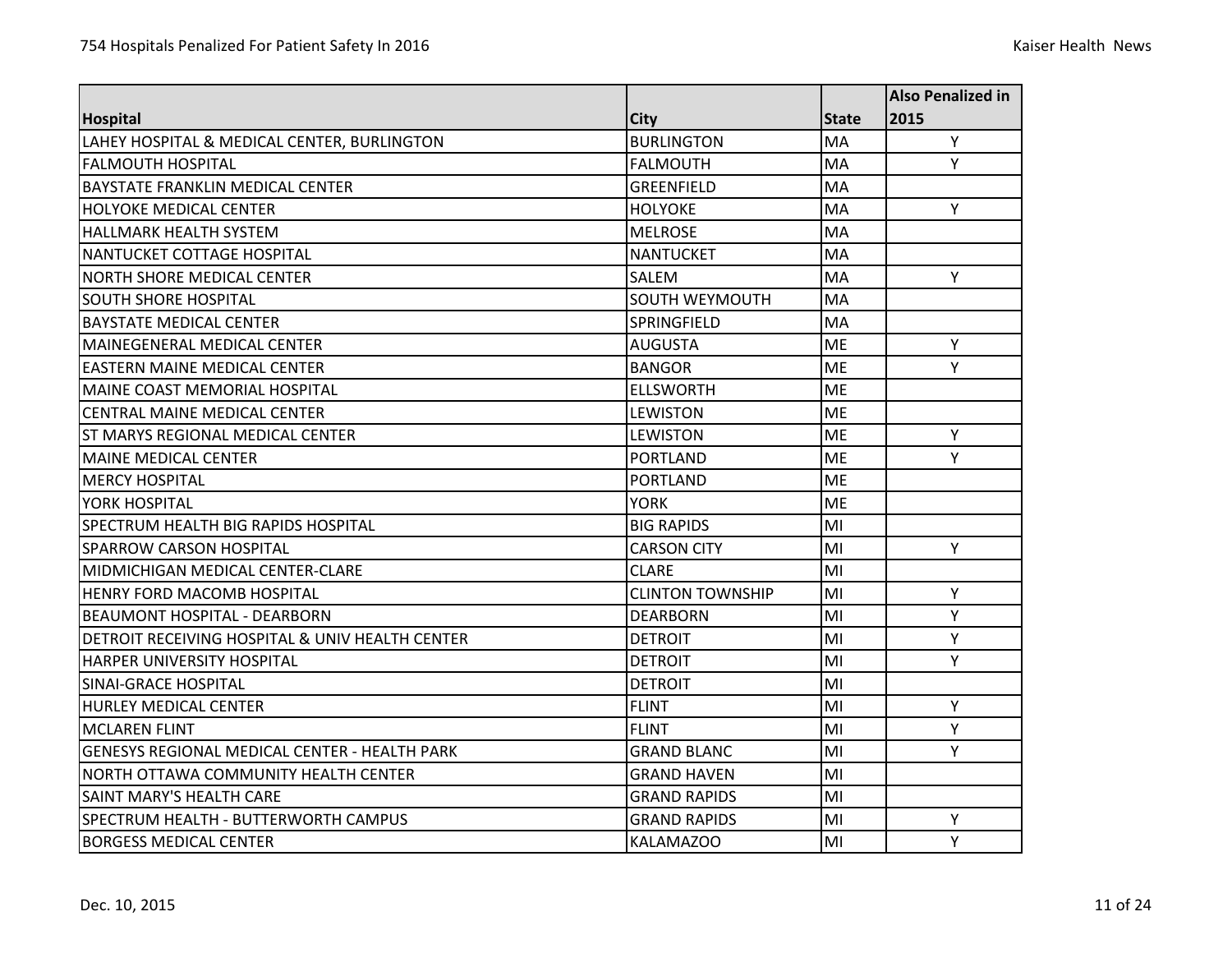| Hospital | City | State | Also Penalized in 2015 |
|---|---|---|---|
| LAHEY HOSPITAL & MEDICAL CENTER, BURLINGTON | BURLINGTON | MA | Y |
| FALMOUTH HOSPITAL | FALMOUTH | MA | Y |
| BAYSTATE FRANKLIN MEDICAL CENTER | GREENFIELD | MA | |
| HOLYOKE MEDICAL CENTER | HOLYOKE | MA | Y |
| HALLMARK HEALTH SYSTEM | MELROSE | MA | |
| NANTUCKET COTTAGE HOSPITAL | NANTUCKET | MA | |
| NORTH SHORE MEDICAL CENTER | SALEM | MA | Y |
| SOUTH SHORE HOSPITAL | SOUTH WEYMOUTH | MA | |
| BAYSTATE MEDICAL CENTER | SPRINGFIELD | MA | |
| MAINEGENERAL MEDICAL CENTER | AUGUSTA | ME | Y |
| EASTERN MAINE MEDICAL CENTER | BANGOR | ME | Y |
| MAINE COAST MEMORIAL HOSPITAL | ELLSWORTH | ME | |
| CENTRAL MAINE MEDICAL CENTER | LEWISTON | ME | |
| ST MARYS REGIONAL MEDICAL CENTER | LEWISTON | ME | Y |
| MAINE MEDICAL CENTER | PORTLAND | ME | Y |
| MERCY HOSPITAL | PORTLAND | ME | |
| YORK HOSPITAL | YORK | ME | |
| SPECTRUM HEALTH BIG RAPIDS HOSPITAL | BIG RAPIDS | MI | |
| SPARROW CARSON HOSPITAL | CARSON CITY | MI | Y |
| MIDMICHIGAN MEDICAL CENTER-CLARE | CLARE | MI | |
| HENRY FORD MACOMB HOSPITAL | CLINTON TOWNSHIP | MI | Y |
| BEAUMONT HOSPITAL - DEARBORN | DEARBORN | MI | Y |
| DETROIT RECEIVING HOSPITAL & UNIV HEALTH CENTER | DETROIT | MI | Y |
| HARPER UNIVERSITY HOSPITAL | DETROIT | MI | Y |
| SINAI-GRACE HOSPITAL | DETROIT | MI | |
| HURLEY MEDICAL CENTER | FLINT | MI | Y |
| MCLAREN FLINT | FLINT | MI | Y |
| GENESYS REGIONAL MEDICAL CENTER - HEALTH PARK | GRAND BLANC | MI | Y |
| NORTH OTTAWA COMMUNITY HEALTH CENTER | GRAND HAVEN | MI | |
| SAINT MARY'S HEALTH CARE | GRAND RAPIDS | MI | |
| SPECTRUM HEALTH - BUTTERWORTH CAMPUS | GRAND RAPIDS | MI | Y |
| BORGESS MEDICAL CENTER | KALAMAZOO | MI | Y |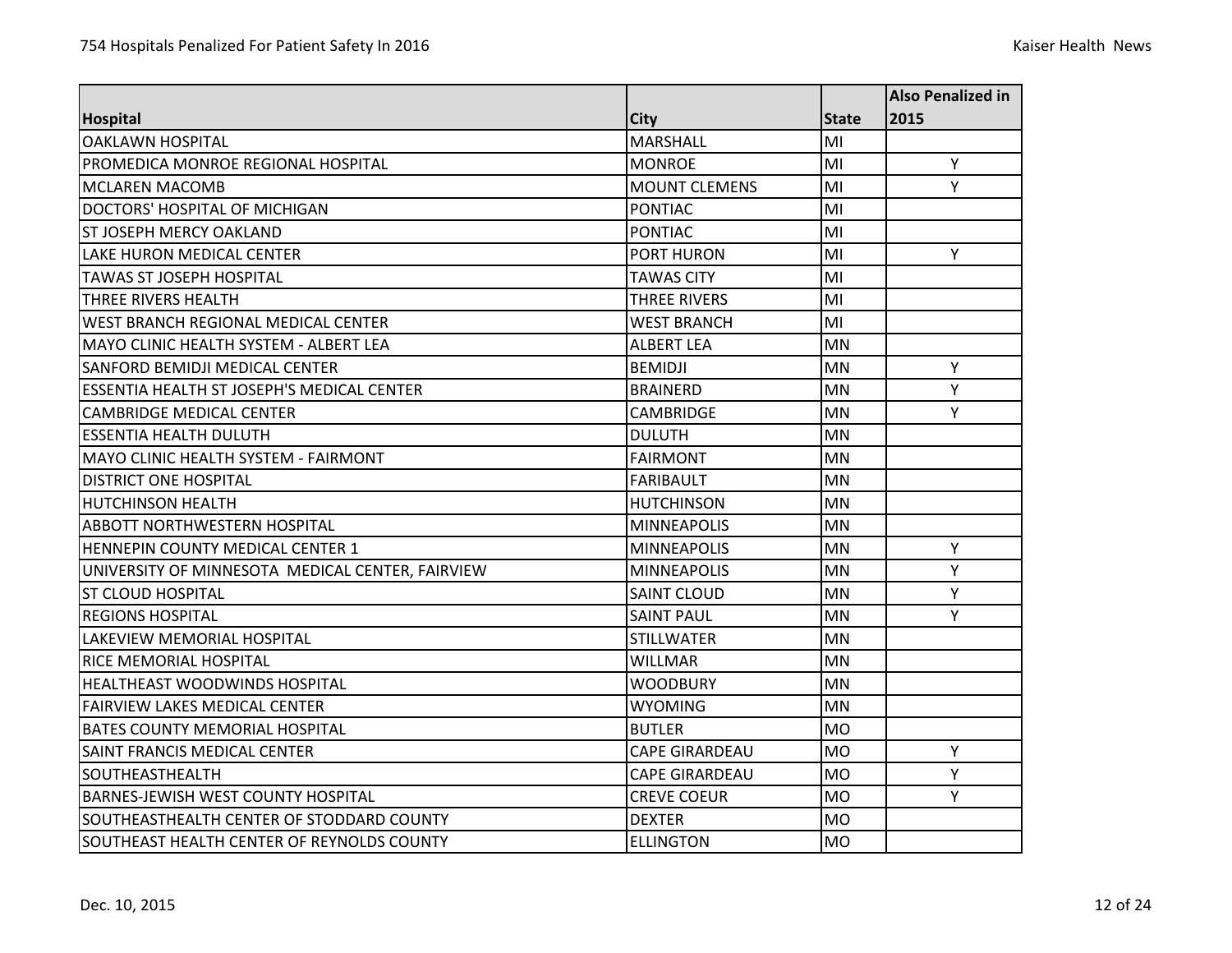| Hospital | City | State | Also Penalized in 2015 |
|---|---|---|---|
| OAKLAWN HOSPITAL | MARSHALL | MI | |
| PROMEDICA MONROE REGIONAL HOSPITAL | MONROE | MI | Y |
| MCLAREN MACOMB | MOUNT CLEMENS | MI | Y |
| DOCTORS' HOSPITAL OF MICHIGAN | PONTIAC | MI | |
| ST JOSEPH MERCY OAKLAND | PONTIAC | MI | |
| LAKE HURON MEDICAL CENTER | PORT HURON | MI | Y |
| TAWAS ST JOSEPH HOSPITAL | TAWAS CITY | MI | |
| THREE RIVERS HEALTH | THREE RIVERS | MI | |
| WEST BRANCH REGIONAL MEDICAL CENTER | WEST BRANCH | MI | |
| MAYO CLINIC HEALTH SYSTEM - ALBERT LEA | ALBERT LEA | MN | |
| SANFORD BEMIDJI MEDICAL CENTER | BEMIDJI | MN | Y |
| ESSENTIA HEALTH ST JOSEPH'S MEDICAL CENTER | BRAINERD | MN | Y |
| CAMBRIDGE MEDICAL CENTER | CAMBRIDGE | MN | Y |
| ESSENTIA HEALTH DULUTH | DULUTH | MN | |
| MAYO CLINIC HEALTH SYSTEM - FAIRMONT | FAIRMONT | MN | |
| DISTRICT ONE HOSPITAL | FARIBAULT | MN | |
| HUTCHINSON HEALTH | HUTCHINSON | MN | |
| ABBOTT NORTHWESTERN HOSPITAL | MINNEAPOLIS | MN | |
| HENNEPIN COUNTY MEDICAL CENTER 1 | MINNEAPOLIS | MN | Y |
| UNIVERSITY OF MINNESOTA MEDICAL CENTER, FAIRVIEW | MINNEAPOLIS | MN | Y |
| ST CLOUD HOSPITAL | SAINT CLOUD | MN | Y |
| REGIONS HOSPITAL | SAINT PAUL | MN | Y |
| LAKEVIEW MEMORIAL HOSPITAL | STILLWATER | MN | |
| RICE MEMORIAL HOSPITAL | WILLMAR | MN | |
| HEALTHEAST WOODWINDS HOSPITAL | WOODBURY | MN | |
| FAIRVIEW LAKES MEDICAL CENTER | WYOMING | MN | |
| BATES COUNTY MEMORIAL HOSPITAL | BUTLER | MO | |
| SAINT FRANCIS MEDICAL CENTER | CAPE GIRARDEAU | MO | Y |
| SOUTHEASTHEALTH | CAPE GIRARDEAU | MO | Y |
| BARNES-JEWISH WEST COUNTY HOSPITAL | CREVE COEUR | MO | Y |
| SOUTHEASTHEALTH CENTER OF STODDARD COUNTY | DEXTER | MO | |
| SOUTHEAST HEALTH CENTER OF REYNOLDS COUNTY | ELLINGTON | MO | |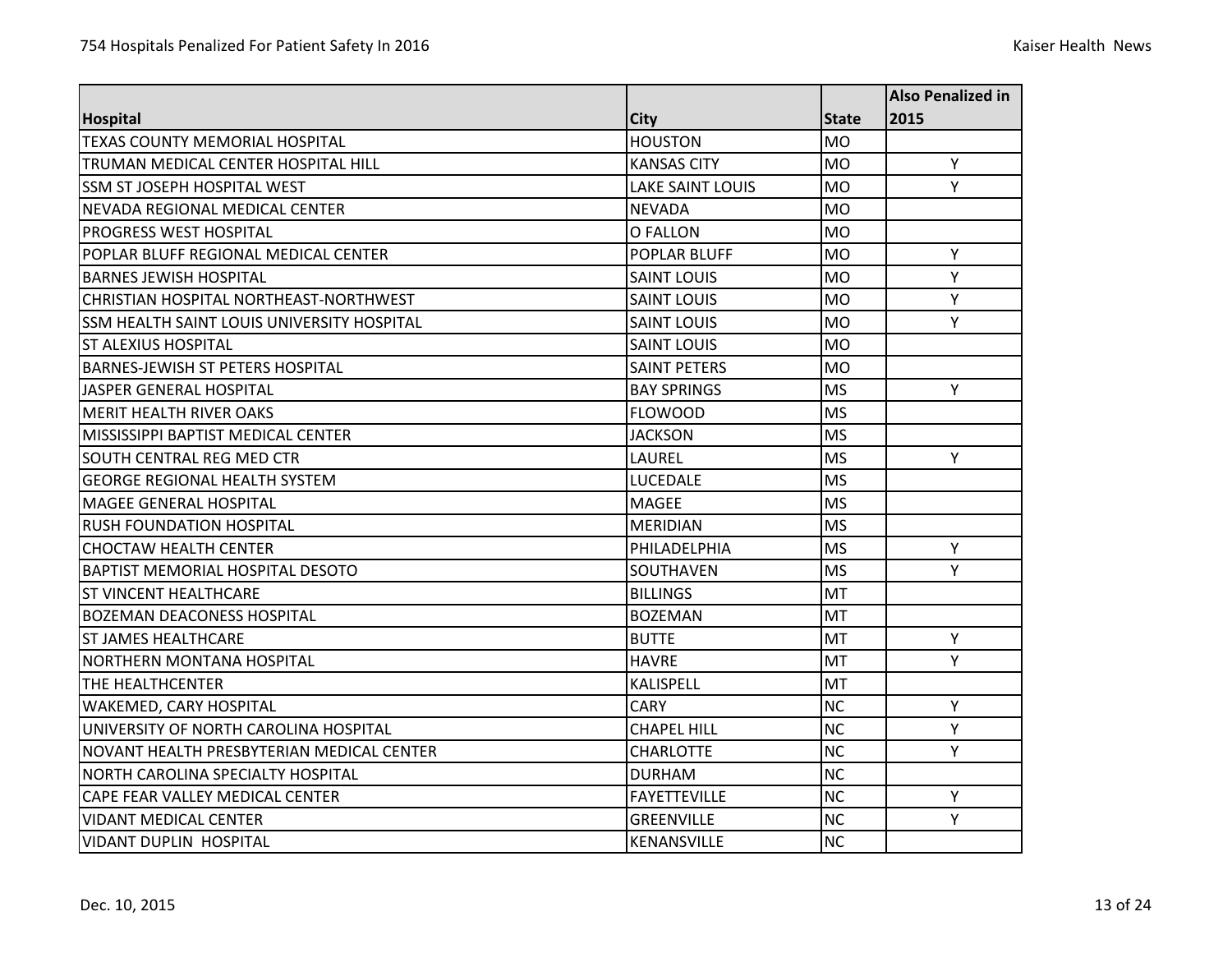| Hospital | City | State | Also Penalized in 2015 |
|---|---|---|---|
| TEXAS COUNTY MEMORIAL HOSPITAL | HOUSTON | MO | |
| TRUMAN MEDICAL CENTER HOSPITAL HILL | KANSAS CITY | MO | Y |
| SSM ST JOSEPH HOSPITAL WEST | LAKE SAINT LOUIS | MO | Y |
| NEVADA REGIONAL MEDICAL CENTER | NEVADA | MO | |
| PROGRESS WEST HOSPITAL | O FALLON | MO | |
| POPLAR BLUFF REGIONAL MEDICAL CENTER | POPLAR BLUFF | MO | Y |
| BARNES JEWISH HOSPITAL | SAINT LOUIS | MO | Y |
| CHRISTIAN HOSPITAL NORTHEAST-NORTHWEST | SAINT LOUIS | MO | Y |
| SSM HEALTH SAINT LOUIS UNIVERSITY HOSPITAL | SAINT LOUIS | MO | Y |
| ST ALEXIUS HOSPITAL | SAINT LOUIS | MO | |
| BARNES-JEWISH ST PETERS HOSPITAL | SAINT PETERS | MO | |
| JASPER GENERAL HOSPITAL | BAY SPRINGS | MS | Y |
| MERIT HEALTH RIVER OAKS | FLOWOOD | MS | |
| MISSISSIPPI BAPTIST MEDICAL CENTER | JACKSON | MS | |
| SOUTH CENTRAL REG MED CTR | LAUREL | MS | Y |
| GEORGE REGIONAL HEALTH SYSTEM | LUCEDALE | MS | |
| MAGEE GENERAL HOSPITAL | MAGEE | MS | |
| RUSH FOUNDATION HOSPITAL | MERIDIAN | MS | |
| CHOCTAW HEALTH CENTER | PHILADELPHIA | MS | Y |
| BAPTIST MEMORIAL HOSPITAL DESOTO | SOUTHAVEN | MS | Y |
| ST VINCENT HEALTHCARE | BILLINGS | MT | |
| BOZEMAN DEACONESS HOSPITAL | BOZEMAN | MT | |
| ST JAMES HEALTHCARE | BUTTE | MT | Y |
| NORTHERN MONTANA HOSPITAL | HAVRE | MT | Y |
| THE HEALTHCENTER | KALISPELL | MT | |
| WAKEMED, CARY HOSPITAL | CARY | NC | Y |
| UNIVERSITY OF NORTH CAROLINA HOSPITAL | CHAPEL HILL | NC | Y |
| NOVANT HEALTH PRESBYTERIAN MEDICAL CENTER | CHARLOTTE | NC | Y |
| NORTH CAROLINA SPECIALTY HOSPITAL | DURHAM | NC | |
| CAPE FEAR VALLEY MEDICAL CENTER | FAYETTEVILLE | NC | Y |
| VIDANT MEDICAL CENTER | GREENVILLE | NC | Y |
| VIDANT DUPLIN HOSPITAL | KENANSVILLE | NC | |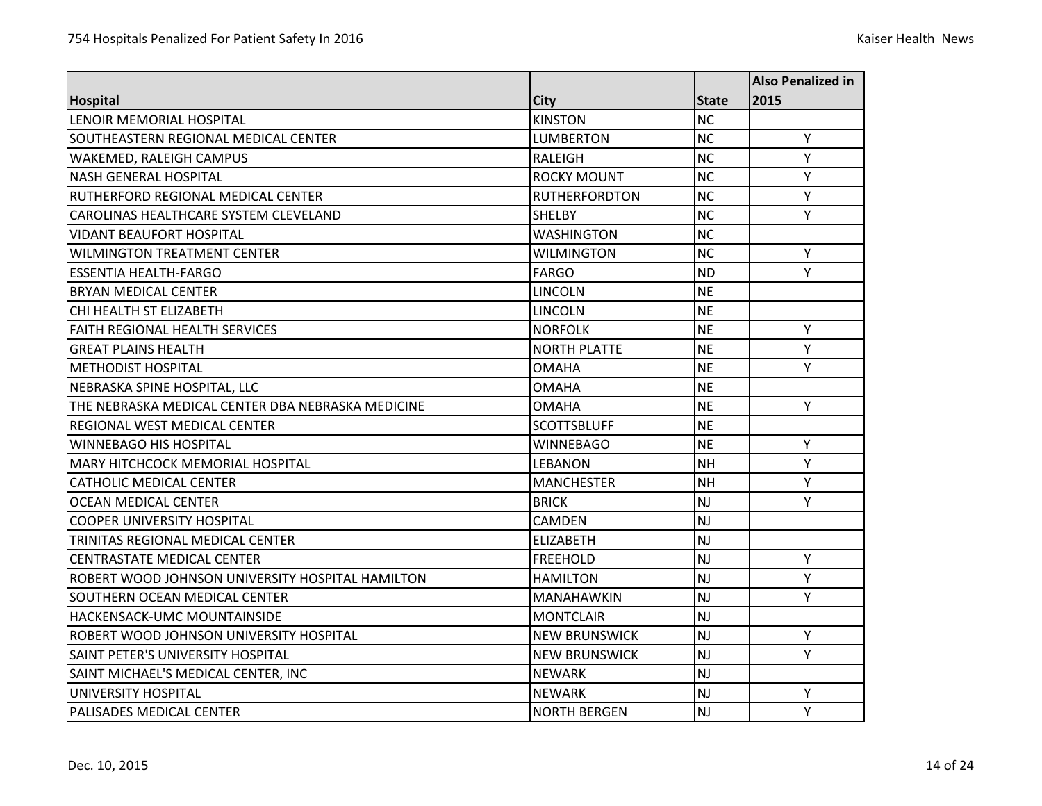| Hospital | City | State | Also Penalized in 2015 |
|---|---|---|---|
| LENOIR MEMORIAL HOSPITAL | KINSTON | NC | |
| SOUTHEASTERN REGIONAL MEDICAL CENTER | LUMBERTON | NC | Y |
| WAKEMED, RALEIGH CAMPUS | RALEIGH | NC | Y |
| NASH GENERAL HOSPITAL | ROCKY MOUNT | NC | Y |
| RUTHERFORD REGIONAL MEDICAL CENTER | RUTHERFORDTON | NC | Y |
| CAROLINAS HEALTHCARE SYSTEM CLEVELAND | SHELBY | NC | Y |
| VIDANT BEAUFORT HOSPITAL | WASHINGTON | NC | |
| WILMINGTON TREATMENT CENTER | WILMINGTON | NC | Y |
| ESSENTIA HEALTH-FARGO | FARGO | ND | Y |
| BRYAN MEDICAL CENTER | LINCOLN | NE | |
| CHI HEALTH ST ELIZABETH | LINCOLN | NE | |
| FAITH REGIONAL HEALTH SERVICES | NORFOLK | NE | Y |
| GREAT PLAINS HEALTH | NORTH PLATTE | NE | Y |
| METHODIST HOSPITAL | OMAHA | NE | Y |
| NEBRASKA SPINE HOSPITAL, LLC | OMAHA | NE | |
| THE NEBRASKA MEDICAL CENTER DBA NEBRASKA MEDICINE | OMAHA | NE | Y |
| REGIONAL WEST MEDICAL CENTER | SCOTTSBLUFF | NE | |
| WINNEBAGO HIS HOSPITAL | WINNEBAGO | NE | Y |
| MARY HITCHCOCK MEMORIAL HOSPITAL | LEBANON | NH | Y |
| CATHOLIC MEDICAL CENTER | MANCHESTER | NH | Y |
| OCEAN MEDICAL CENTER | BRICK | NJ | Y |
| COOPER UNIVERSITY HOSPITAL | CAMDEN | NJ | |
| TRINITAS REGIONAL MEDICAL CENTER | ELIZABETH | NJ | |
| CENTRASTATE MEDICAL CENTER | FREEHOLD | NJ | Y |
| ROBERT WOOD JOHNSON UNIVERSITY HOSPITAL HAMILTON | HAMILTON | NJ | Y |
| SOUTHERN OCEAN MEDICAL CENTER | MANAHAWKIN | NJ | Y |
| HACKENSACK-UMC MOUNTAINSIDE | MONTCLAIR | NJ | |
| ROBERT WOOD JOHNSON UNIVERSITY HOSPITAL | NEW BRUNSWICK | NJ | Y |
| SAINT PETER'S UNIVERSITY HOSPITAL | NEW BRUNSWICK | NJ | Y |
| SAINT MICHAEL'S MEDICAL CENTER, INC | NEWARK | NJ | |
| UNIVERSITY HOSPITAL | NEWARK | NJ | Y |
| PALISADES MEDICAL CENTER | NORTH BERGEN | NJ | Y |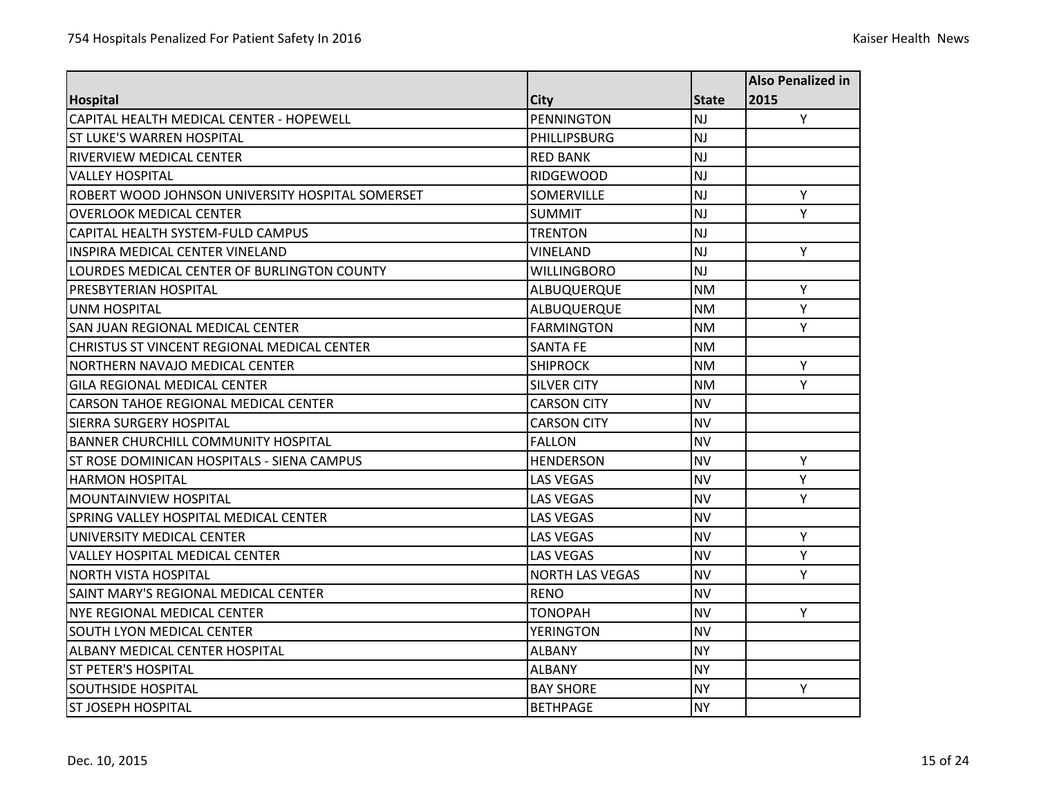| Hospital | City | State | Also Penalized in 2015 |
| --- | --- | --- | --- |
| CAPITAL HEALTH MEDICAL CENTER - HOPEWELL | PENNINGTON | NJ | Y |
| ST LUKE'S WARREN HOSPITAL | PHILLIPSBURG | NJ | |
| RIVERVIEW MEDICAL CENTER | RED BANK | NJ | |
| VALLEY HOSPITAL | RIDGEWOOD | NJ | |
| ROBERT WOOD JOHNSON UNIVERSITY HOSPITAL SOMERSET | SOMERVILLE | NJ | Y |
| OVERLOOK MEDICAL CENTER | SUMMIT | NJ | Y |
| CAPITAL HEALTH SYSTEM-FULD CAMPUS | TRENTON | NJ | |
| INSPIRA MEDICAL CENTER VINELAND | VINELAND | NJ | Y |
| LOURDES MEDICAL CENTER OF BURLINGTON COUNTY | WILLINGBORO | NJ | |
| PRESBYTERIAN HOSPITAL | ALBUQUERQUE | NM | Y |
| UNM HOSPITAL | ALBUQUERQUE | NM | Y |
| SAN JUAN REGIONAL MEDICAL CENTER | FARMINGTON | NM | Y |
| CHRISTUS ST VINCENT REGIONAL MEDICAL CENTER | SANTA FE | NM | |
| NORTHERN NAVAJO MEDICAL CENTER | SHIPROCK | NM | Y |
| GILA REGIONAL MEDICAL CENTER | SILVER CITY | NM | Y |
| CARSON TAHOE REGIONAL MEDICAL CENTER | CARSON CITY | NV | |
| SIERRA SURGERY HOSPITAL | CARSON CITY | NV | |
| BANNER CHURCHILL COMMUNITY HOSPITAL | FALLON | NV | |
| ST ROSE DOMINICAN HOSPITALS - SIENA CAMPUS | HENDERSON | NV | Y |
| HARMON HOSPITAL | LAS VEGAS | NV | Y |
| MOUNTAINVIEW HOSPITAL | LAS VEGAS | NV | Y |
| SPRING VALLEY HOSPITAL MEDICAL CENTER | LAS VEGAS | NV | |
| UNIVERSITY MEDICAL CENTER | LAS VEGAS | NV | Y |
| VALLEY HOSPITAL MEDICAL CENTER | LAS VEGAS | NV | Y |
| NORTH VISTA HOSPITAL | NORTH LAS VEGAS | NV | Y |
| SAINT MARY'S REGIONAL MEDICAL CENTER | RENO | NV | |
| NYE REGIONAL MEDICAL CENTER | TONOPAH | NV | Y |
| SOUTH LYON MEDICAL CENTER | YERINGTON | NV | |
| ALBANY MEDICAL CENTER HOSPITAL | ALBANY | NY | |
| ST PETER'S HOSPITAL | ALBANY | NY | |
| SOUTHSIDE HOSPITAL | BAY SHORE | NY | Y |
| ST JOSEPH HOSPITAL | BETHPAGE | NY | |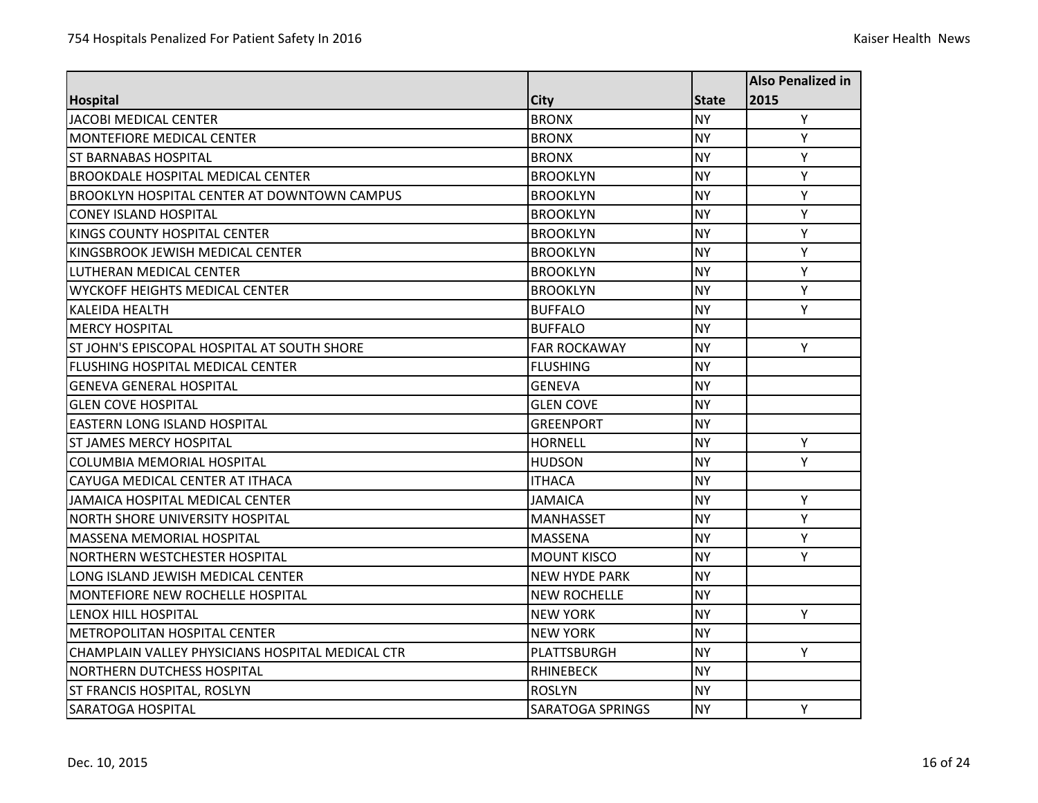| Hospital | City | State | Also Penalized in 2015 |
|---|---|---|---|
| JACOBI MEDICAL CENTER | BRONX | NY | Y |
| MONTEFIORE MEDICAL CENTER | BRONX | NY | Y |
| ST BARNABAS HOSPITAL | BRONX | NY | Y |
| BROOKDALE HOSPITAL MEDICAL CENTER | BROOKLYN | NY | Y |
| BROOKLYN HOSPITAL CENTER AT DOWNTOWN CAMPUS | BROOKLYN | NY | Y |
| CONEY ISLAND HOSPITAL | BROOKLYN | NY | Y |
| KINGS COUNTY HOSPITAL CENTER | BROOKLYN | NY | Y |
| KINGSBROOK JEWISH MEDICAL CENTER | BROOKLYN | NY | Y |
| LUTHERAN MEDICAL CENTER | BROOKLYN | NY | Y |
| WYCKOFF HEIGHTS MEDICAL CENTER | BROOKLYN | NY | Y |
| KALEIDA HEALTH | BUFFALO | NY | Y |
| MERCY HOSPITAL | BUFFALO | NY | |
| ST JOHN'S EPISCOPAL HOSPITAL AT SOUTH SHORE | FAR ROCKAWAY | NY | Y |
| FLUSHING HOSPITAL MEDICAL CENTER | FLUSHING | NY | |
| GENEVA GENERAL HOSPITAL | GENEVA | NY | |
| GLEN COVE HOSPITAL | GLEN COVE | NY | |
| EASTERN LONG ISLAND HOSPITAL | GREENPORT | NY | |
| ST JAMES MERCY HOSPITAL | HORNELL | NY | Y |
| COLUMBIA MEMORIAL HOSPITAL | HUDSON | NY | Y |
| CAYUGA MEDICAL CENTER AT ITHACA | ITHACA | NY | |
| JAMAICA HOSPITAL MEDICAL CENTER | JAMAICA | NY | Y |
| NORTH SHORE UNIVERSITY HOSPITAL | MANHASSET | NY | Y |
| MASSENA MEMORIAL HOSPITAL | MASSENA | NY | Y |
| NORTHERN WESTCHESTER HOSPITAL | MOUNT KISCO | NY | Y |
| LONG ISLAND JEWISH MEDICAL CENTER | NEW HYDE PARK | NY | |
| MONTEFIORE NEW ROCHELLE HOSPITAL | NEW ROCHELLE | NY | |
| LENOX HILL HOSPITAL | NEW YORK | NY | Y |
| METROPOLITAN HOSPITAL CENTER | NEW YORK | NY | |
| CHAMPLAIN VALLEY PHYSICIANS HOSPITAL MEDICAL CTR | PLATTSBURGH | NY | Y |
| NORTHERN DUTCHESS HOSPITAL | RHINEBECK | NY | |
| ST FRANCIS HOSPITAL, ROSLYN | ROSLYN | NY | |
| SARATOGA HOSPITAL | SARATOGA SPRINGS | NY | Y |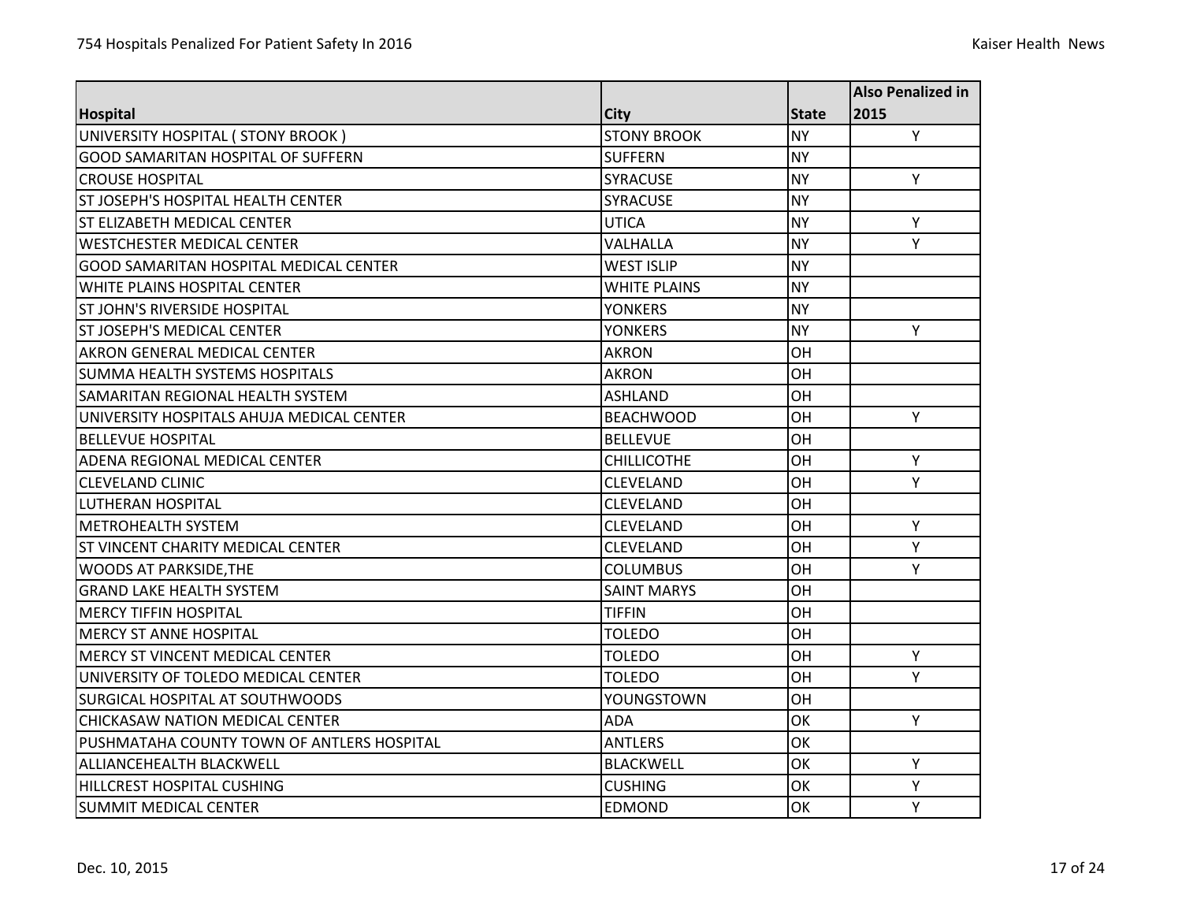| Hospital | City | State | Also Penalized in 2015 |
|---|---|---|---|
| UNIVERSITY HOSPITAL ( STONY BROOK ) | STONY BROOK | NY | Y |
| GOOD SAMARITAN HOSPITAL OF SUFFERN | SUFFERN | NY | |
| CROUSE HOSPITAL | SYRACUSE | NY | Y |
| ST JOSEPH'S HOSPITAL HEALTH CENTER | SYRACUSE | NY | |
| ST ELIZABETH MEDICAL CENTER | UTICA | NY | Y |
| WESTCHESTER MEDICAL CENTER | VALHALLA | NY | Y |
| GOOD SAMARITAN HOSPITAL MEDICAL CENTER | WEST ISLIP | NY | |
| WHITE PLAINS HOSPITAL CENTER | WHITE PLAINS | NY | |
| ST JOHN'S RIVERSIDE HOSPITAL | YONKERS | NY | |
| ST JOSEPH'S MEDICAL CENTER | YONKERS | NY | Y |
| AKRON GENERAL MEDICAL CENTER | AKRON | OH | |
| SUMMA HEALTH SYSTEMS HOSPITALS | AKRON | OH | |
| SAMARITAN REGIONAL HEALTH SYSTEM | ASHLAND | OH | |
| UNIVERSITY HOSPITALS AHUJA MEDICAL CENTER | BEACHWOOD | OH | Y |
| BELLEVUE HOSPITAL | BELLEVUE | OH | |
| ADENA REGIONAL MEDICAL CENTER | CHILLICOTHE | OH | Y |
| CLEVELAND CLINIC | CLEVELAND | OH | Y |
| LUTHERAN HOSPITAL | CLEVELAND | OH | |
| METROHEALTH SYSTEM | CLEVELAND | OH | Y |
| ST VINCENT CHARITY MEDICAL CENTER | CLEVELAND | OH | Y |
| WOODS AT PARKSIDE,THE | COLUMBUS | OH | Y |
| GRAND LAKE HEALTH SYSTEM | SAINT MARYS | OH | |
| MERCY TIFFIN HOSPITAL | TIFFIN | OH | |
| MERCY ST ANNE HOSPITAL | TOLEDO | OH | |
| MERCY ST VINCENT MEDICAL CENTER | TOLEDO | OH | Y |
| UNIVERSITY OF TOLEDO MEDICAL CENTER | TOLEDO | OH | Y |
| SURGICAL HOSPITAL AT SOUTHWOODS | YOUNGSTOWN | OH | |
| CHICKASAW NATION MEDICAL CENTER | ADA | OK | Y |
| PUSHMATAHA COUNTY TOWN OF ANTLERS HOSPITAL | ANTLERS | OK | |
| ALLIANCEHEALTH BLACKWELL | BLACKWELL | OK | Y |
| HILLCREST HOSPITAL CUSHING | CUSHING | OK | Y |
| SUMMIT MEDICAL CENTER | EDMOND | OK | Y |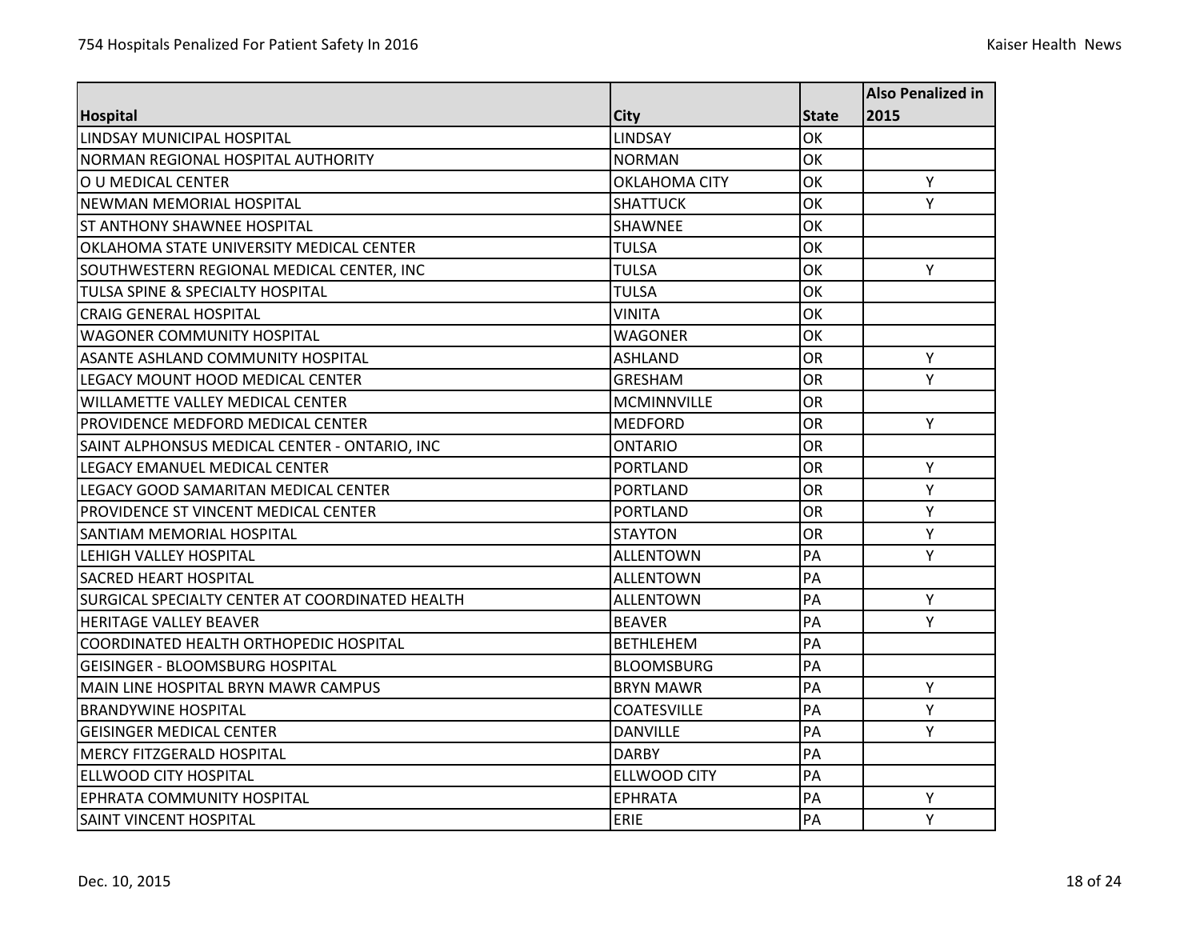| Hospital | City | State | Also Penalized in 2015 |
|---|---|---|---|
| LINDSAY MUNICIPAL HOSPITAL | LINDSAY | OK | |
| NORMAN REGIONAL HOSPITAL AUTHORITY | NORMAN | OK | |
| O U MEDICAL CENTER | OKLAHOMA CITY | OK | Y |
| NEWMAN MEMORIAL HOSPITAL | SHATTUCK | OK | Y |
| ST ANTHONY SHAWNEE HOSPITAL | SHAWNEE | OK | |
| OKLAHOMA STATE UNIVERSITY MEDICAL CENTER | TULSA | OK | |
| SOUTHWESTERN REGIONAL MEDICAL CENTER, INC | TULSA | OK | Y |
| TULSA SPINE & SPECIALTY HOSPITAL | TULSA | OK | |
| CRAIG GENERAL HOSPITAL | VINITA | OK | |
| WAGONER COMMUNITY HOSPITAL | WAGONER | OK | |
| ASANTE ASHLAND COMMUNITY HOSPITAL | ASHLAND | OR | Y |
| LEGACY MOUNT HOOD MEDICAL CENTER | GRESHAM | OR | Y |
| WILLAMETTE VALLEY MEDICAL CENTER | MCMINNVILLE | OR | |
| PROVIDENCE MEDFORD MEDICAL CENTER | MEDFORD | OR | Y |
| SAINT ALPHONSUS MEDICAL CENTER - ONTARIO, INC | ONTARIO | OR | |
| LEGACY EMANUEL MEDICAL CENTER | PORTLAND | OR | Y |
| LEGACY GOOD SAMARITAN MEDICAL CENTER | PORTLAND | OR | Y |
| PROVIDENCE ST VINCENT MEDICAL CENTER | PORTLAND | OR | Y |
| SANTIAM MEMORIAL HOSPITAL | STAYTON | OR | Y |
| LEHIGH VALLEY HOSPITAL | ALLENTOWN | PA | Y |
| SACRED HEART HOSPITAL | ALLENTOWN | PA | |
| SURGICAL SPECIALTY CENTER AT COORDINATED HEALTH | ALLENTOWN | PA | Y |
| HERITAGE VALLEY BEAVER | BEAVER | PA | Y |
| COORDINATED HEALTH ORTHOPEDIC HOSPITAL | BETHLEHEM | PA | |
| GEISINGER - BLOOMSBURG HOSPITAL | BLOOMSBURG | PA | |
| MAIN LINE HOSPITAL BRYN MAWR CAMPUS | BRYN MAWR | PA | Y |
| BRANDYWINE HOSPITAL | COATESVILLE | PA | Y |
| GEISINGER MEDICAL CENTER | DANVILLE | PA | Y |
| MERCY FITZGERALD HOSPITAL | DARBY | PA | |
| ELLWOOD CITY HOSPITAL | ELLWOOD CITY | PA | |
| EPHRATA COMMUNITY HOSPITAL | EPHRATA | PA | Y |
| SAINT VINCENT HOSPITAL | ERIE | PA | Y |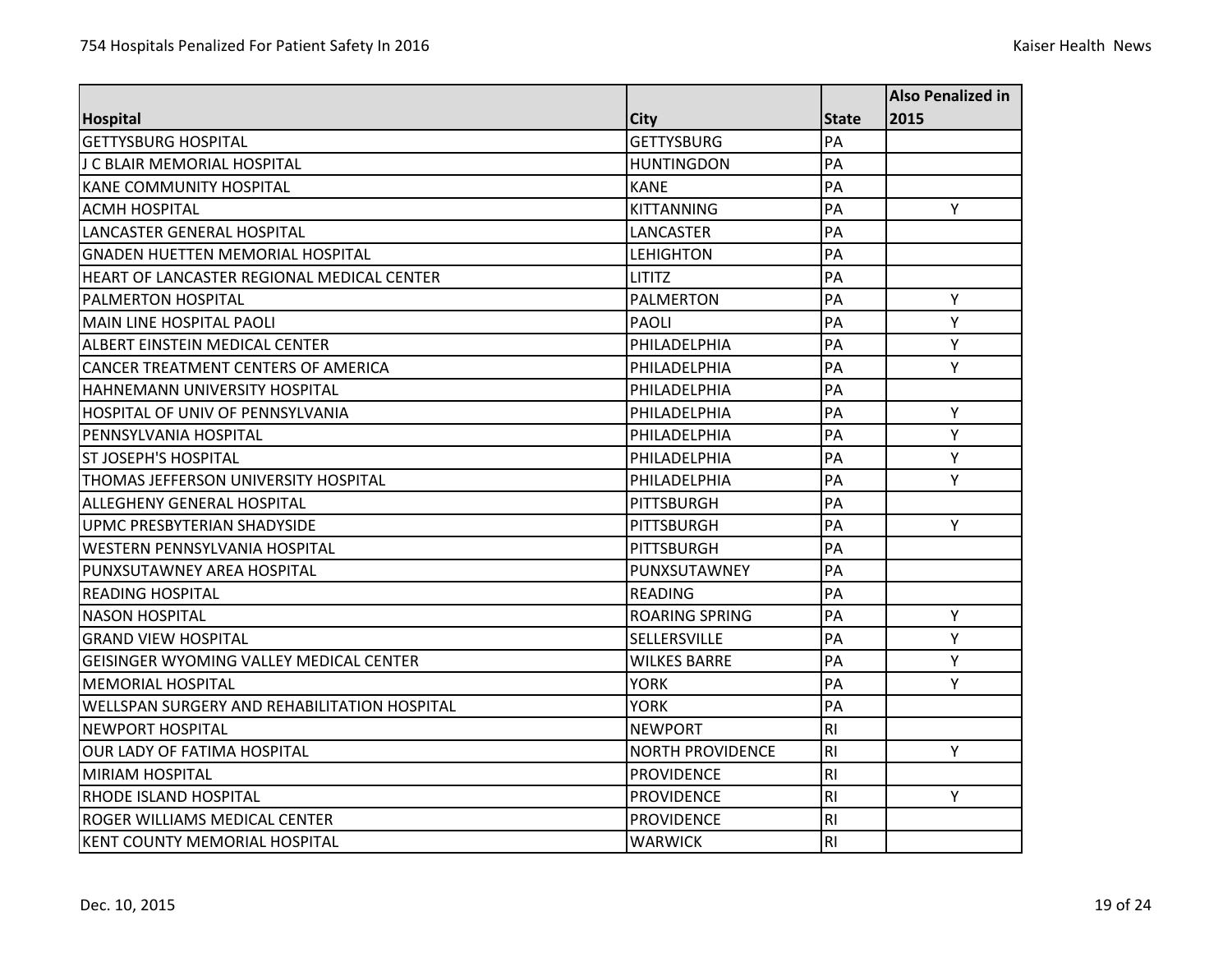| Hospital | City | State | Also Penalized in 2015 |
|---|---|---|---|
| GETTYSBURG HOSPITAL | GETTYSBURG | PA | |
| J C BLAIR MEMORIAL HOSPITAL | HUNTINGDON | PA | |
| KANE COMMUNITY HOSPITAL | KANE | PA | |
| ACMH HOSPITAL | KITTANNING | PA | Y |
| LANCASTER GENERAL HOSPITAL | LANCASTER | PA | |
| GNADEN HUETTEN MEMORIAL HOSPITAL | LEHIGHTON | PA | |
| HEART OF LANCASTER REGIONAL MEDICAL CENTER | LITITZ | PA | |
| PALMERTON HOSPITAL | PALMERTON | PA | Y |
| MAIN LINE HOSPITAL PAOLI | PAOLI | PA | Y |
| ALBERT EINSTEIN MEDICAL CENTER | PHILADELPHIA | PA | Y |
| CANCER TREATMENT CENTERS OF AMERICA | PHILADELPHIA | PA | Y |
| HAHNEMANN UNIVERSITY HOSPITAL | PHILADELPHIA | PA | |
| HOSPITAL OF UNIV OF PENNSYLVANIA | PHILADELPHIA | PA | Y |
| PENNSYLVANIA HOSPITAL | PHILADELPHIA | PA | Y |
| ST JOSEPH'S HOSPITAL | PHILADELPHIA | PA | Y |
| THOMAS JEFFERSON UNIVERSITY HOSPITAL | PHILADELPHIA | PA | Y |
| ALLEGHENY GENERAL HOSPITAL | PITTSBURGH | PA | |
| UPMC PRESBYTERIAN SHADYSIDE | PITTSBURGH | PA | Y |
| WESTERN PENNSYLVANIA HOSPITAL | PITTSBURGH | PA | |
| PUNXSUTAWNEY AREA HOSPITAL | PUNXSUTAWNEY | PA | |
| READING HOSPITAL | READING | PA | |
| NASON HOSPITAL | ROARING SPRING | PA | Y |
| GRAND VIEW HOSPITAL | SELLERSVILLE | PA | Y |
| GEISINGER WYOMING VALLEY MEDICAL CENTER | WILKES BARRE | PA | Y |
| MEMORIAL HOSPITAL | YORK | PA | Y |
| WELLSPAN SURGERY AND REHABILITATION HOSPITAL | YORK | PA | |
| NEWPORT HOSPITAL | NEWPORT | RI | |
| OUR LADY OF FATIMA HOSPITAL | NORTH PROVIDENCE | RI | Y |
| MIRIAM HOSPITAL | PROVIDENCE | RI | |
| RHODE ISLAND HOSPITAL | PROVIDENCE | RI | Y |
| ROGER WILLIAMS MEDICAL CENTER | PROVIDENCE | RI | |
| KENT COUNTY MEMORIAL HOSPITAL | WARWICK | RI | |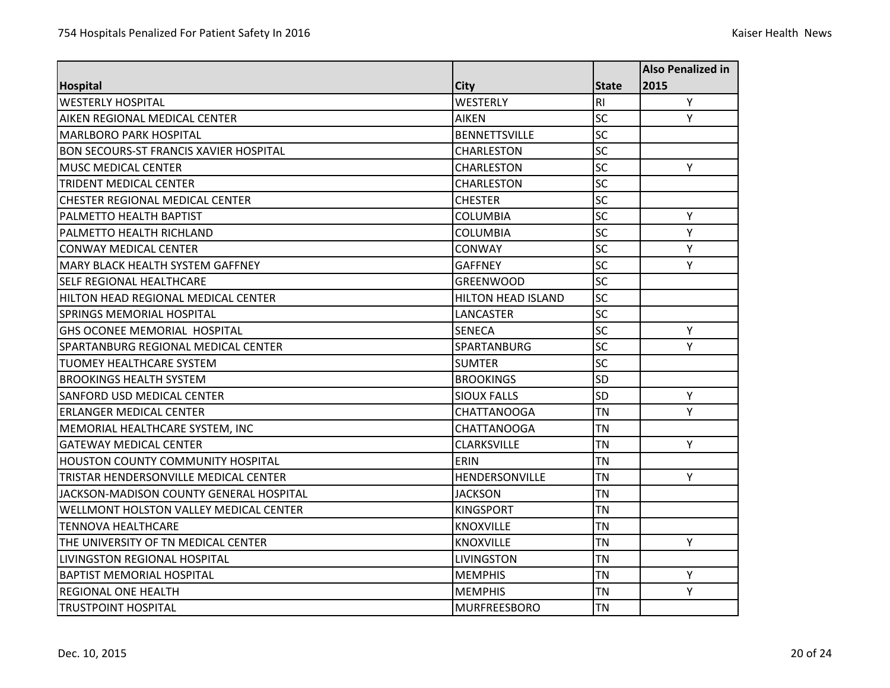| Hospital | City | State | Also Penalized in 2015 |
|---|---|---|---|
| WESTERLY HOSPITAL | WESTERLY | RI | Y |
| AIKEN REGIONAL MEDICAL CENTER | AIKEN | SC | Y |
| MARLBORO PARK HOSPITAL | BENNETTSVILLE | SC | |
| BON SECOURS-ST FRANCIS XAVIER HOSPITAL | CHARLESTON | SC | |
| MUSC MEDICAL CENTER | CHARLESTON | SC | Y |
| TRIDENT MEDICAL CENTER | CHARLESTON | SC | |
| CHESTER REGIONAL MEDICAL CENTER | CHESTER | SC | |
| PALMETTO HEALTH BAPTIST | COLUMBIA | SC | Y |
| PALMETTO HEALTH RICHLAND | COLUMBIA | SC | Y |
| CONWAY MEDICAL CENTER | CONWAY | SC | Y |
| MARY BLACK HEALTH SYSTEM GAFFNEY | GAFFNEY | SC | Y |
| SELF REGIONAL HEALTHCARE | GREENWOOD | SC | |
| HILTON HEAD REGIONAL MEDICAL CENTER | HILTON HEAD ISLAND | SC | |
| SPRINGS MEMORIAL HOSPITAL | LANCASTER | SC | |
| GHS OCONEE MEMORIAL HOSPITAL | SENECA | SC | Y |
| SPARTANBURG REGIONAL MEDICAL CENTER | SPARTANBURG | SC | Y |
| TUOMEY HEALTHCARE SYSTEM | SUMTER | SC | |
| BROOKINGS HEALTH SYSTEM | BROOKINGS | SD | |
| SANFORD USD MEDICAL CENTER | SIOUX FALLS | SD | Y |
| ERLANGER MEDICAL CENTER | CHATTANOOGA | TN | Y |
| MEMORIAL HEALTHCARE SYSTEM, INC | CHATTANOOGA | TN | |
| GATEWAY MEDICAL CENTER | CLARKSVILLE | TN | Y |
| HOUSTON COUNTY COMMUNITY HOSPITAL | ERIN | TN | |
| TRISTAR HENDERSONVILLE MEDICAL CENTER | HENDERSONVILLE | TN | Y |
| JACKSON-MADISON COUNTY GENERAL HOSPITAL | JACKSON | TN | |
| WELLMONT HOLSTON VALLEY MEDICAL CENTER | KINGSPORT | TN | |
| TENNOVA HEALTHCARE | KNOXVILLE | TN | |
| THE UNIVERSITY OF TN MEDICAL CENTER | KNOXVILLE | TN | Y |
| LIVINGSTON REGIONAL HOSPITAL | LIVINGSTON | TN | |
| BAPTIST MEMORIAL HOSPITAL | MEMPHIS | TN | Y |
| REGIONAL ONE HEALTH | MEMPHIS | TN | Y |
| TRUSTPOINT HOSPITAL | MURFREESBORO | TN | |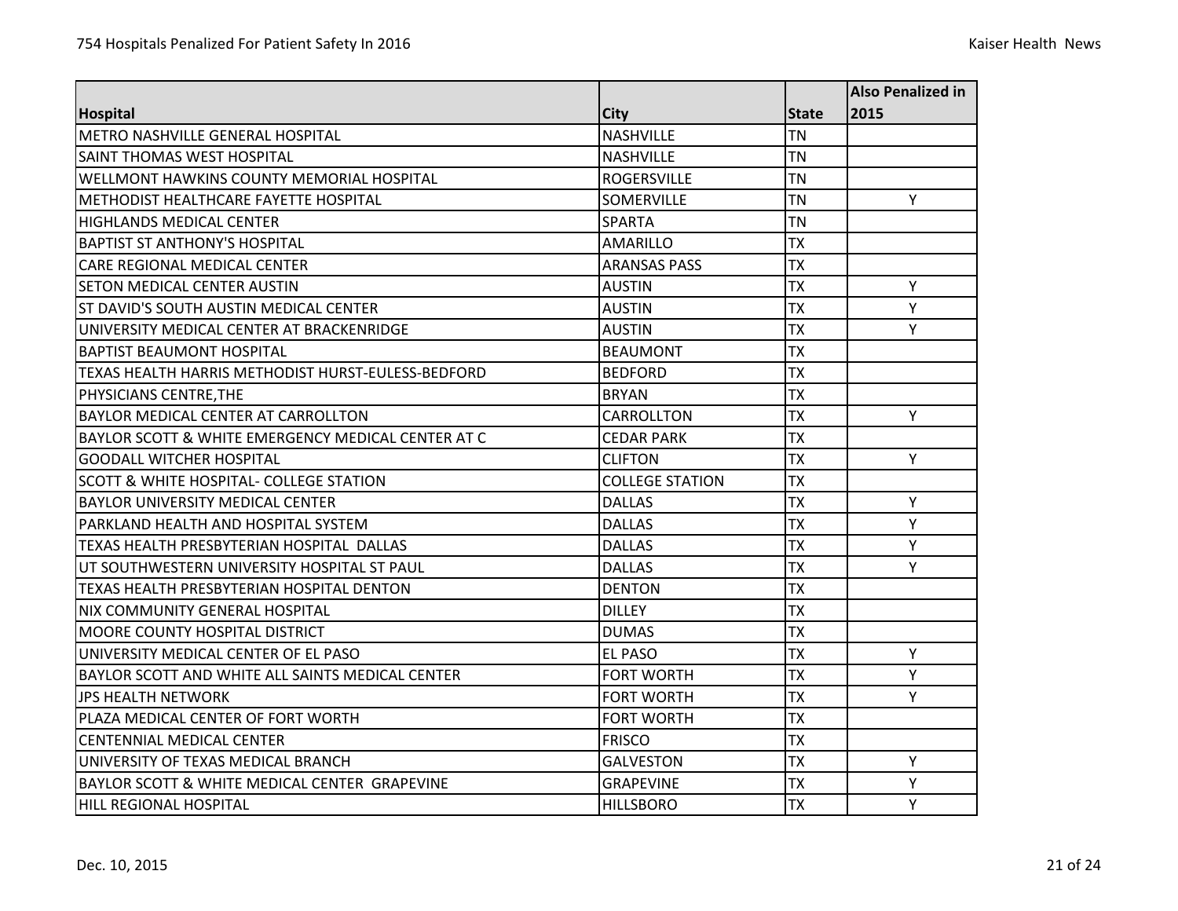| Hospital | City | State | Also Penalized in 2015 |
|---|---|---|---|
| METRO NASHVILLE GENERAL HOSPITAL | NASHVILLE | TN | |
| SAINT THOMAS WEST HOSPITAL | NASHVILLE | TN | |
| WELLMONT HAWKINS COUNTY MEMORIAL HOSPITAL | ROGERSVILLE | TN | |
| METHODIST HEALTHCARE FAYETTE HOSPITAL | SOMERVILLE | TN | Y |
| HIGHLANDS MEDICAL CENTER | SPARTA | TN | |
| BAPTIST ST ANTHONY'S HOSPITAL | AMARILLO | TX | |
| CARE REGIONAL MEDICAL CENTER | ARANSAS PASS | TX | |
| SETON MEDICAL CENTER AUSTIN | AUSTIN | TX | Y |
| ST DAVID'S SOUTH AUSTIN MEDICAL CENTER | AUSTIN | TX | Y |
| UNIVERSITY MEDICAL CENTER AT BRACKENRIDGE | AUSTIN | TX | Y |
| BAPTIST BEAUMONT HOSPITAL | BEAUMONT | TX | |
| TEXAS HEALTH HARRIS METHODIST HURST-EULESS-BEDFORD | BEDFORD | TX | |
| PHYSICIANS CENTRE,THE | BRYAN | TX | |
| BAYLOR MEDICAL CENTER AT CARROLLTON | CARROLLTON | TX | Y |
| BAYLOR SCOTT & WHITE EMERGENCY MEDICAL CENTER AT C | CEDAR PARK | TX | |
| GOODALL WITCHER HOSPITAL | CLIFTON | TX | Y |
| SCOTT & WHITE HOSPITAL- COLLEGE STATION | COLLEGE STATION | TX | |
| BAYLOR UNIVERSITY MEDICAL CENTER | DALLAS | TX | Y |
| PARKLAND HEALTH AND HOSPITAL SYSTEM | DALLAS | TX | Y |
| TEXAS HEALTH PRESBYTERIAN HOSPITAL DALLAS | DALLAS | TX | Y |
| UT SOUTHWESTERN UNIVERSITY HOSPITAL ST PAUL | DALLAS | TX | Y |
| TEXAS HEALTH PRESBYTERIAN HOSPITAL DENTON | DENTON | TX | |
| NIX COMMUNITY GENERAL HOSPITAL | DILLEY | TX | |
| MOORE COUNTY HOSPITAL DISTRICT | DUMAS | TX | |
| UNIVERSITY MEDICAL CENTER OF EL PASO | EL PASO | TX | Y |
| BAYLOR SCOTT AND WHITE ALL SAINTS MEDICAL CENTER | FORT WORTH | TX | Y |
| JPS HEALTH NETWORK | FORT WORTH | TX | Y |
| PLAZA MEDICAL CENTER OF FORT WORTH | FORT WORTH | TX | |
| CENTENNIAL MEDICAL CENTER | FRISCO | TX | |
| UNIVERSITY OF TEXAS MEDICAL BRANCH | GALVESTON | TX | Y |
| BAYLOR SCOTT & WHITE MEDICAL CENTER GRAPEVINE | GRAPEVINE | TX | Y |
| HILL REGIONAL HOSPITAL | HILLSBORO | TX | Y |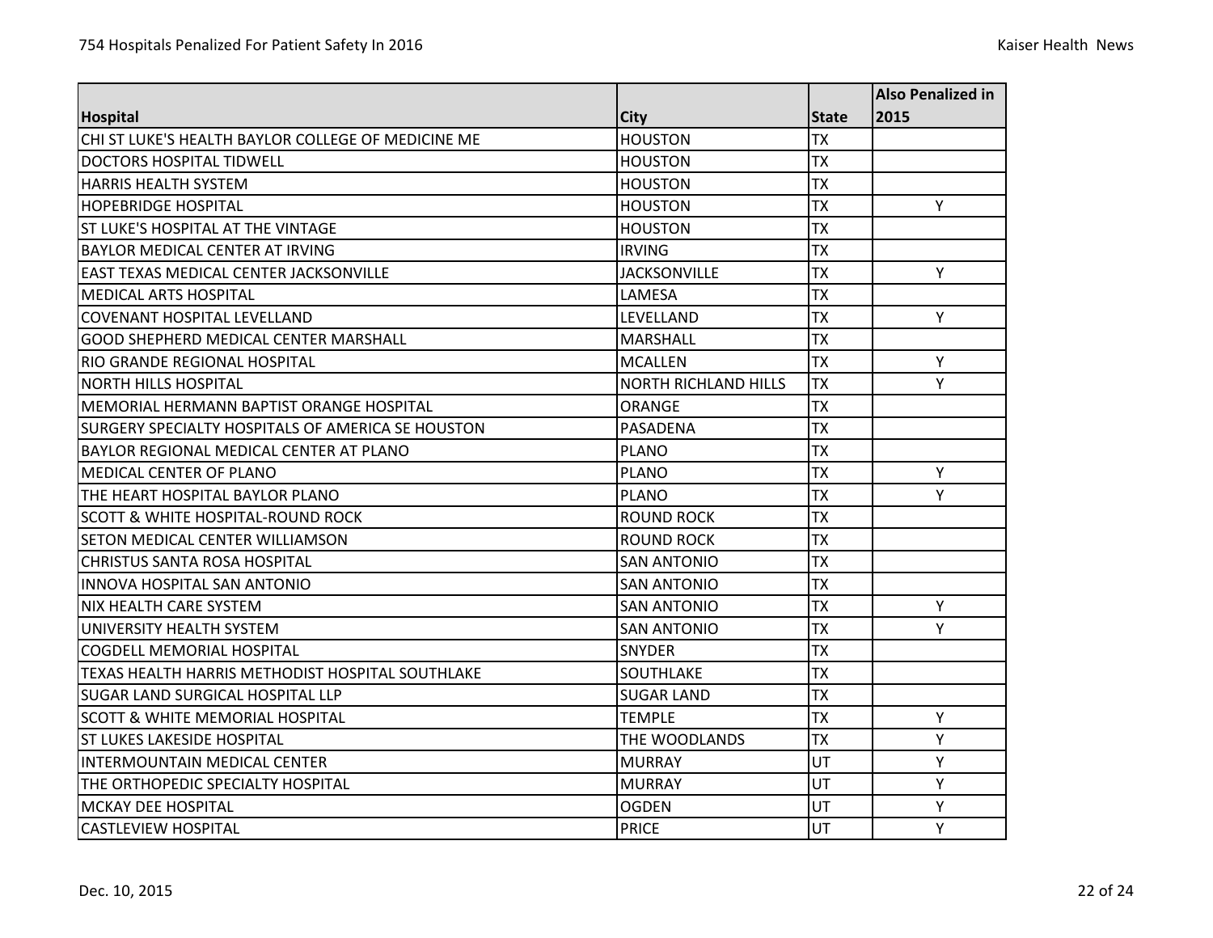| Hospital | City | State | Also Penalized in 2015 |
|---|---|---|---|
| CHI ST LUKE'S HEALTH BAYLOR COLLEGE OF MEDICINE ME | HOUSTON | TX | |
| DOCTORS HOSPITAL TIDWELL | HOUSTON | TX | |
| HARRIS HEALTH SYSTEM | HOUSTON | TX | |
| HOPEBRIDGE HOSPITAL | HOUSTON | TX | Y |
| ST LUKE'S HOSPITAL AT THE VINTAGE | HOUSTON | TX | |
| BAYLOR MEDICAL CENTER AT IRVING | IRVING | TX | |
| EAST TEXAS MEDICAL CENTER JACKSONVILLE | JACKSONVILLE | TX | Y |
| MEDICAL ARTS HOSPITAL | LAMESA | TX | |
| COVENANT HOSPITAL LEVELLAND | LEVELLAND | TX | Y |
| GOOD SHEPHERD MEDICAL CENTER MARSHALL | MARSHALL | TX | |
| RIO GRANDE REGIONAL HOSPITAL | MCALLEN | TX | Y |
| NORTH HILLS HOSPITAL | NORTH RICHLAND HILLS | TX | Y |
| MEMORIAL HERMANN BAPTIST ORANGE HOSPITAL | ORANGE | TX | |
| SURGERY SPECIALTY HOSPITALS OF AMERICA SE HOUSTON | PASADENA | TX | |
| BAYLOR REGIONAL MEDICAL CENTER AT PLANO | PLANO | TX | |
| MEDICAL CENTER OF PLANO | PLANO | TX | Y |
| THE HEART HOSPITAL BAYLOR PLANO | PLANO | TX | Y |
| SCOTT & WHITE HOSPITAL-ROUND ROCK | ROUND ROCK | TX | |
| SETON MEDICAL CENTER WILLIAMSON | ROUND ROCK | TX | |
| CHRISTUS SANTA ROSA HOSPITAL | SAN ANTONIO | TX | |
| INNOVA HOSPITAL SAN ANTONIO | SAN ANTONIO | TX | |
| NIX HEALTH CARE SYSTEM | SAN ANTONIO | TX | Y |
| UNIVERSITY HEALTH SYSTEM | SAN ANTONIO | TX | Y |
| COGDELL MEMORIAL HOSPITAL | SNYDER | TX | |
| TEXAS HEALTH HARRIS METHODIST HOSPITAL SOUTHLAKE | SOUTHLAKE | TX | |
| SUGAR LAND SURGICAL HOSPITAL LLP | SUGAR LAND | TX | |
| SCOTT & WHITE MEMORIAL HOSPITAL | TEMPLE | TX | Y |
| ST LUKES LAKESIDE HOSPITAL | THE WOODLANDS | TX | Y |
| INTERMOUNTAIN MEDICAL CENTER | MURRAY | UT | Y |
| THE ORTHOPEDIC SPECIALTY HOSPITAL | MURRAY | UT | Y |
| MCKAY DEE HOSPITAL | OGDEN | UT | Y |
| CASTLEVIEW HOSPITAL | PRICE | UT | Y |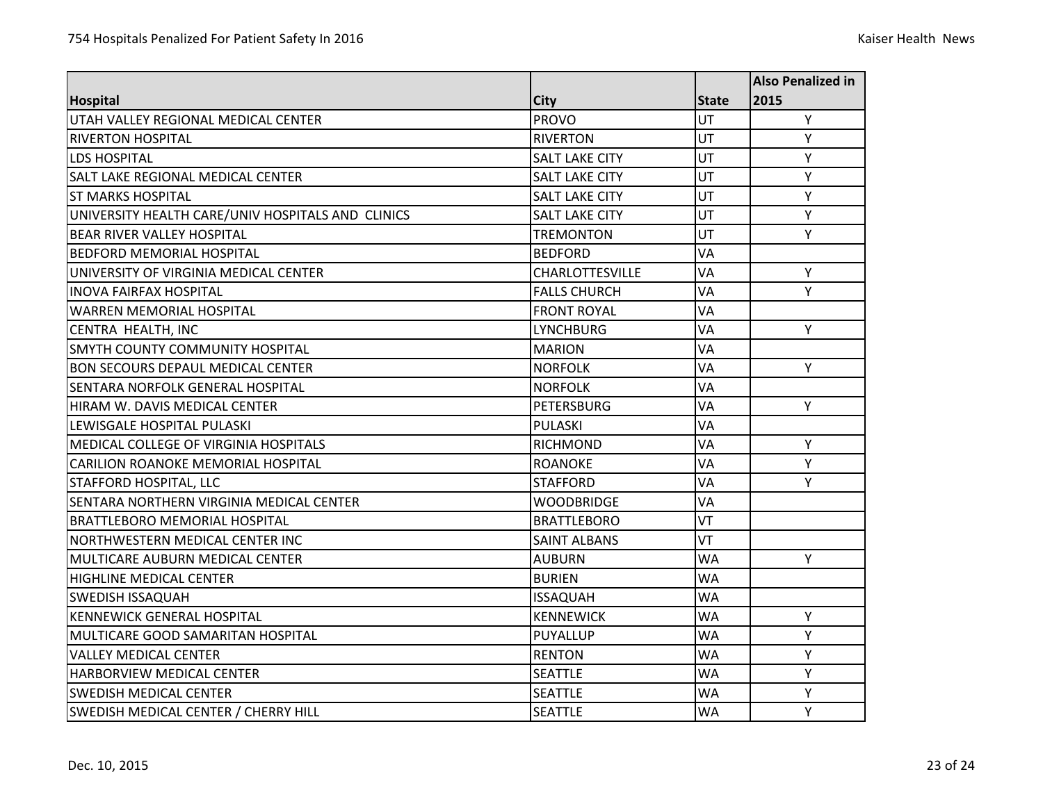| Hospital | City | State | Also Penalized in 2015 |
| --- | --- | --- | --- |
| UTAH VALLEY REGIONAL MEDICAL CENTER | PROVO | UT | Y |
| RIVERTON HOSPITAL | RIVERTON | UT | Y |
| LDS HOSPITAL | SALT LAKE CITY | UT | Y |
| SALT LAKE REGIONAL MEDICAL CENTER | SALT LAKE CITY | UT | Y |
| ST MARKS HOSPITAL | SALT LAKE CITY | UT | Y |
| UNIVERSITY HEALTH CARE/UNIV HOSPITALS AND CLINICS | SALT LAKE CITY | UT | Y |
| BEAR RIVER VALLEY HOSPITAL | TREMONTON | UT | Y |
| BEDFORD MEMORIAL HOSPITAL | BEDFORD | VA | |
| UNIVERSITY OF VIRGINIA MEDICAL CENTER | CHARLOTTESVILLE | VA | Y |
| INOVA FAIRFAX HOSPITAL | FALLS CHURCH | VA | Y |
| WARREN MEMORIAL HOSPITAL | FRONT ROYAL | VA | |
| CENTRA HEALTH, INC | LYNCHBURG | VA | Y |
| SMYTH COUNTY COMMUNITY HOSPITAL | MARION | VA | |
| BON SECOURS DEPAUL MEDICAL CENTER | NORFOLK | VA | Y |
| SENTARA NORFOLK GENERAL HOSPITAL | NORFOLK | VA | |
| HIRAM W. DAVIS MEDICAL CENTER | PETERSBURG | VA | Y |
| LEWISGALE HOSPITAL PULASKI | PULASKI | VA | |
| MEDICAL COLLEGE OF VIRGINIA HOSPITALS | RICHMOND | VA | Y |
| CARILION ROANOKE MEMORIAL HOSPITAL | ROANOKE | VA | Y |
| STAFFORD HOSPITAL, LLC | STAFFORD | VA | Y |
| SENTARA NORTHERN VIRGINIA MEDICAL CENTER | WOODBRIDGE | VA | |
| BRATTLEBORO MEMORIAL HOSPITAL | BRATTLEBORO | VT | |
| NORTHWESTERN MEDICAL CENTER INC | SAINT ALBANS | VT | |
| MULTICARE AUBURN MEDICAL CENTER | AUBURN | WA | Y |
| HIGHLINE MEDICAL CENTER | BURIEN | WA | |
| SWEDISH ISSAQUAH | ISSAQUAH | WA | |
| KENNEWICK GENERAL HOSPITAL | KENNEWICK | WA | Y |
| MULTICARE GOOD SAMARITAN HOSPITAL | PUYALLUP | WA | Y |
| VALLEY MEDICAL CENTER | RENTON | WA | Y |
| HARBORVIEW MEDICAL CENTER | SEATTLE | WA | Y |
| SWEDISH MEDICAL CENTER | SEATTLE | WA | Y |
| SWEDISH MEDICAL CENTER / CHERRY HILL | SEATTLE | WA | Y |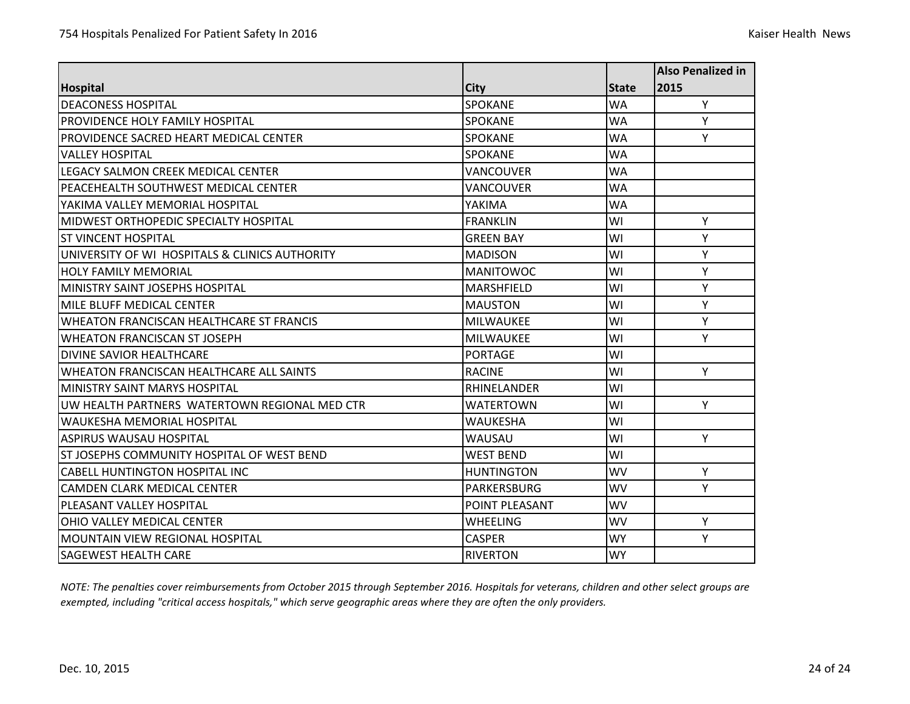| Hospital | City | State | Also Penalized in 2015 |
|---|---|---|---|
| DEACONESS HOSPITAL | SPOKANE | WA | Y |
| PROVIDENCE HOLY FAMILY HOSPITAL | SPOKANE | WA | Y |
| PROVIDENCE SACRED HEART MEDICAL CENTER | SPOKANE | WA | Y |
| VALLEY HOSPITAL | SPOKANE | WA | |
| LEGACY SALMON CREEK MEDICAL CENTER | VANCOUVER | WA | |
| PEACEHEALTH SOUTHWEST MEDICAL CENTER | VANCOUVER | WA | |
| YAKIMA VALLEY MEMORIAL HOSPITAL | YAKIMA | WA | |
| MIDWEST ORTHOPEDIC SPECIALTY HOSPITAL | FRANKLIN | WI | Y |
| ST VINCENT HOSPITAL | GREEN BAY | WI | Y |
| UNIVERSITY OF WI HOSPITALS & CLINICS AUTHORITY | MADISON | WI | Y |
| HOLY FAMILY MEMORIAL | MANITOWOC | WI | Y |
| MINISTRY SAINT JOSEPHS HOSPITAL | MARSHFIELD | WI | Y |
| MILE BLUFF MEDICAL CENTER | MAUSTON | WI | Y |
| WHEATON FRANCISCAN HEALTHCARE ST FRANCIS | MILWAUKEE | WI | Y |
| WHEATON FRANCISCAN ST JOSEPH | MILWAUKEE | WI | Y |
| DIVINE SAVIOR HEALTHCARE | PORTAGE | WI | |
| WHEATON FRANCISCAN HEALTHCARE ALL SAINTS | RACINE | WI | Y |
| MINISTRY SAINT MARYS HOSPITAL | RHINELANDER | WI | |
| UW HEALTH PARTNERS WATERTOWN REGIONAL MED CTR | WATERTOWN | WI | Y |
| WAUKESHA MEMORIAL HOSPITAL | WAUKESHA | WI | |
| ASPIRUS WAUSAU HOSPITAL | WAUSAU | WI | Y |
| ST JOSEPHS COMMUNITY HOSPITAL OF WEST BEND | WEST BEND | WI | |
| CABELL HUNTINGTON HOSPITAL INC | HUNTINGTON | WV | Y |
| CAMDEN CLARK MEDICAL CENTER | PARKERSBURG | WV | Y |
| PLEASANT VALLEY HOSPITAL | POINT PLEASANT | WV | |
| OHIO VALLEY MEDICAL CENTER | WHEELING | WV | Y |
| MOUNTAIN VIEW REGIONAL HOSPITAL | CASPER | WY | Y |
| SAGEWEST HEALTH CARE | RIVERTON | WY | |

*NOTE: The penalties cover reimbursements from October 2015 through September 2016. Hospitals for veterans, children and other select groups are exempted, including "critical access hospitals," which serve geographic areas where they are often the only providers.*

Dec. 10, 2015